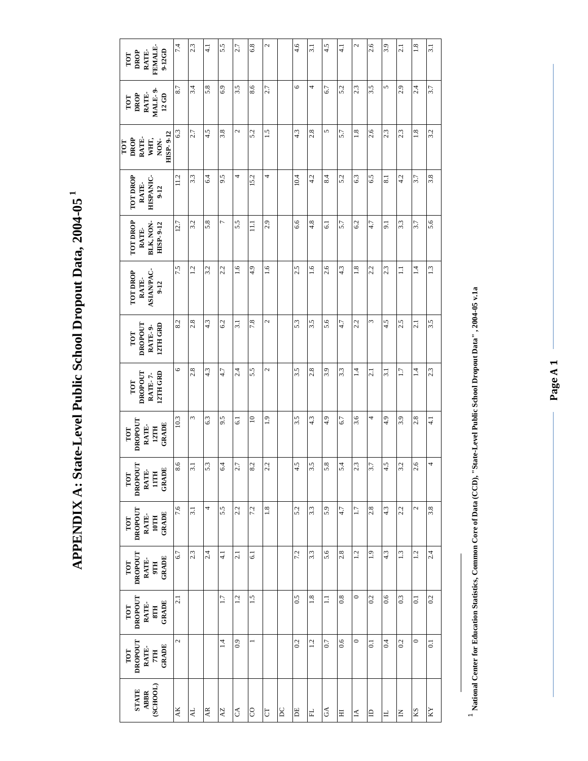# APPENDIX A: State-Level Public School Dropout Data, 2004-05 [1]

| STATE ABBR (SCHOOL) | TOT DROPOUT RATE-7TH GRADE | TOT DROPOUT RATE-8TH GRADE | TOT DROPOUT RATE-9TH GRADE | TOT DROPOUT RATE-10TH GRADE | TOT DROPOUT RATE-11TH GRADE | TOT DROPOUT RATE-12TH GRADE | TOT DROPOUT RATE-7-12TH GRD | TOT DROPOUT RATE-9-12TH GRD | TOT DROP RATE-ASIAN/PAC-9-12 | TOT DROP RATE-BLK, NON-HISP-9-12 | TOT DROP RATE-HISPANIC-9-12 | TOT DROP RATE-WHT, NON-HISP-9-12 | TOT DROP RATE-MALE-9-12 GD | TOT DROP RATE-FEMALE-9-12GD |
|---|---|---|---|---|---|---|---|---|---|---|---|---|---|---|
| AK | 2 | 2.1 | 6.7 | 7.6 | 8.6 | 10.3 | 6 | 8.2 | 7.5 | 12.7 | 11.2 | 6.3 | 8.7 | 7.4 |
| AL | | | 2.3 | 3.1 | 3.1 | 3 | 2.8 | 2.8 | 1.2 | 3.2 | 3.3 | 2.7 | 3.4 | 2.3 |
| AR | | | 2.4 | 4 | 5.3 | 6.3 | 4.3 | 4.3 | 3.2 | 5.8 | 6.4 | 4.5 | 5.8 | 4.1 |
| AZ | 1.4 | 1.7 | 4.1 | 5.5 | 6.4 | 9.5 | 4.7 | 6.2 | 2.2 | 7 | 9.5 | 3.8 | 6.9 | 5.5 |
| CA | 0.9 | 1.2 | 2.1 | 2.2 | 2.7 | 6.1 | 2.4 | 3.1 | 1.6 | 5.5 | 4 | 2 | 3.5 | 2.7 |
| CO | 1 | 1.5 | 6.1 | 7.2 | 8.2 | 10 | 5.5 | 7.8 | 4.9 | 11.1 | 15.2 | 5.2 | 8.6 | 6.8 |
| CT | | | | 1.8 | 2.2 | 1.9 | 2 | 2 | 1.6 | 2.9 | 4 | 1.5 | 2.7 | 2 |
| DC | | | | | | | | | | | | | | |
| DE | 0.2 | 0.5 | 7.2 | 5.2 | 4.5 | 3.5 | 3.5 | 5.3 | 2.5 | 6.6 | 10.4 | 4.3 | 6 | 4.6 |
| FL | 1.2 | 1.8 | 3.3 | 3.3 | 3.5 | 4.3 | 2.8 | 3.5 | 1.6 | 4.8 | 4.2 | 2.8 | 4 | 3.1 |
| GA | 0.7 | 1.1 | 5.6 | 5.9 | 5.8 | 4.9 | 3.9 | 5.6 | 2.6 | 6.1 | 8.4 | 5 | 6.7 | 4.5 |
| HI | 0.6 | 0.8 | 2.8 | 4.7 | 5.4 | 6.7 | 3.3 | 4.7 | 4.3 | 5.7 | 5.2 | 5.7 | 5.2 | 4.1 |
| IA | 0 | 0 | 1.2 | 1.7 | 2.3 | 3.6 | 1.4 | 2.2 | 1.8 | 6.2 | 6.3 | 1.8 | 2.3 | 2 |
| ID | 0.1 | 0.2 | 1.9 | 2.8 | 3.7 | 4 | 2.1 | 3 | 2.2 | 4.7 | 6.5 | 2.6 | 3.5 | 2.6 |
| IL | 0.4 | 0.6 | 4.3 | 4.3 | 4.5 | 4.9 | 3.1 | 4.5 | 2.3 | 9.1 | 8.1 | 2.3 | 5 | 3.9 |
| IN | 0.2 | 0.3 | 1.3 | 2.2 | 3.2 | 3.9 | 1.7 | 2.5 | 1.1 | 3.3 | 4.2 | 2.3 | 2.9 | 2.1 |
| KS | 0 | 0.1 | 1.2 | 2 | 2.6 | 2.8 | 1.4 | 2.1 | 1.4 | 3.7 | 3.7 | 1.8 | 2.4 | 1.8 |
| KY | 0.1 | 0.2 | 2.4 | 3.8 | 4 | 4.1 | 2.3 | 3.5 | 1.3 | 5.6 | 3.8 | 3.2 | 3.7 | 3.1 |

[1] National Center for Education Statistics, Common Core of Data (CCD), "State-Level Public School Dropout Data", 2004-05 v.1a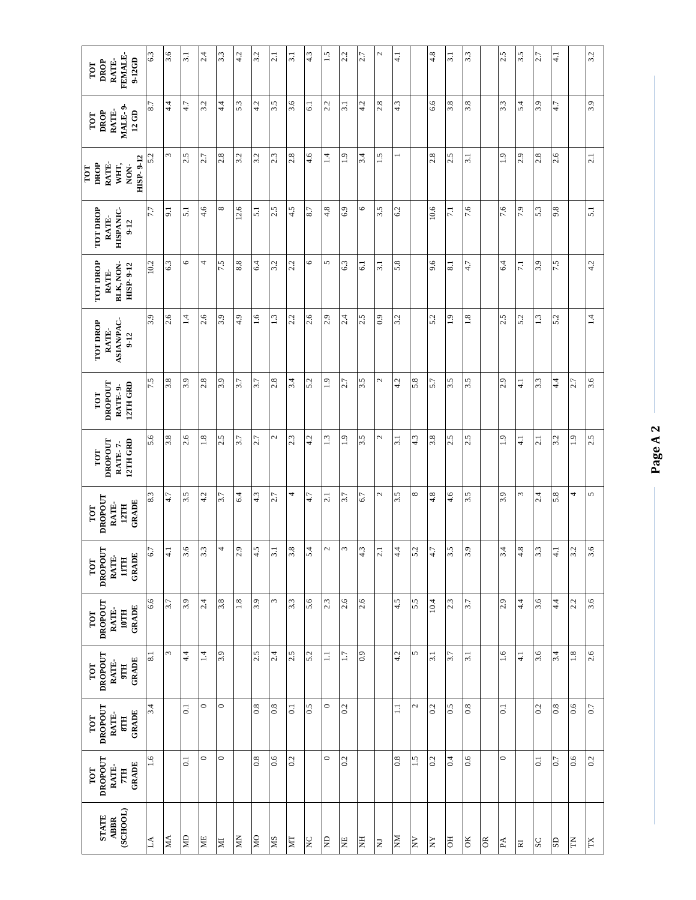| STATE ABBR (SCHOOL) | TOT DROPOUT RATE-7TH GRADE | TOT DROPOUT RATE-8TH GRADE | TOT DROPOUT RATE-9TH GRADE | TOT DROPOUT RATE-10TH GRADE | TOT DROPOUT RATE-11TH GRADE | TOT DROPOUT RATE-12TH GRADE | TOT DROPOUT RATE-7-12TH GRD | TOT DROPOUT RATE-9-12TH GRD | TOT DROP RATE-ASIAN/PAC-9-12 | TOT DROP RATE-BLK, NON-HISP-9-12 | TOT DROP RATE-HISPANIC-9-12 | TOT DROP RATE-WHT, NON-HISP-9-12 | TOT DROP RATE-MALE-9-12 GD | TOT DROP RATE-FEMALE-9-12GD |
|---|---|---|---|---|---|---|---|---|---|---|---|---|---|---|
| LA | 1.6 | 3.4 | 8.1 | 6.6 | 6.7 | 8.3 | 5.6 | 7.5 | 3.9 | 10.2 | 7.7 | 5.2 | 8.7 | 6.3 |
| MA | | | 3 | 3.7 | 4.1 | 4.7 | 3.8 | 3.8 | 2.6 | 6.3 | 9.1 | 3 | 4.4 | 3.6 |
| MD | 0.1 | 0.1 | 4.4 | 3.9 | 3.6 | 3.5 | 2.6 | 3.9 | 1.4 | 6 | 5.1 | 2.5 | 4.7 | 3.1 |
| ME | 0 | 0 | 1.4 | 2.4 | 3.3 | 4.2 | 1.8 | 2.8 | 2.6 | 4 | 4.6 | 2.7 | 3.2 | 2.4 |
| MI | 0 | 0 | 3.9 | 3.8 | 4 | 3.7 | 2.5 | 3.9 | 3.9 | 7.5 | 8 | 2.8 | 4.4 | 3.3 |
| MN | | | | 1.8 | 2.9 | 6.4 | 3.7 | 3.7 | 4.9 | 8.8 | 12.6 | 3.2 | 5.3 | 4.2 |
| MO | 0.8 | 0.8 | 2.5 | 3.9 | 4.5 | 4.3 | 2.7 | 3.7 | 1.6 | 6.4 | 5.1 | 3.2 | 4.2 | 3.2 |
| MS | 0.6 | 0.8 | 2.4 | 3 | 3.1 | 2.7 | 2 | 2.8 | 1.3 | 3.2 | 2.5 | 2.3 | 3.5 | 2.1 |
| MT | 0.2 | 0.1 | 2.5 | 3.3 | 3.8 | 4 | 2.3 | 3.4 | 2.2 | 2.2 | 4.5 | 2.8 | 3.6 | 3.1 |
| NC | | 0.5 | 5.2 | 5.6 | 5.4 | 4.7 | 4.2 | 5.2 | 2.6 | 6 | 8.7 | 4.6 | 6.1 | 4.3 |
| ND | 0 | 0 | 1.1 | 2.3 | 2 | 2.1 | 1.3 | 1.9 | 2.9 | 5 | 4.8 | 1.4 | 2.2 | 1.5 |
| NE | 0.2 | 0.2 | 1.7 | 2.6 | 3 | 3.7 | 1.9 | 2.7 | 2.4 | 6.3 | 6.9 | 1.9 | 3.1 | 2.2 |
| NH | | | 0.9 | 2.6 | 4.3 | 6.7 | 3.5 | 3.5 | 2.5 | 6.1 | 6 | 3.4 | 4.2 | 2.7 |
| NJ | | | | | 2.1 | 2 | 2 | 2 | 0.9 | 3.1 | 3.5 | 1.5 | 2.8 | 2 |
| NM | 0.8 | 1.1 | 4.2 | 4.5 | 4.4 | 3.5 | 3.1 | 4.2 | 3.2 | 5.8 | 6.2 | 1 | 4.3 | 4.1 |
| NV | 1.5 | 2 | 5 | 5.5 | 5.2 | 8 | 4.3 | 5.8 | | | | | | |
| NY | 0.2 | 0.2 | 3.1 | 10.4 | 4.7 | 4.8 | 3.8 | 5.7 | 5.2 | 9.6 | 10.6 | 2.8 | 6.6 | 4.8 |
| OH | 0.4 | 0.5 | 3.7 | 2.3 | 3.5 | 4.6 | 2.5 | 3.5 | 1.9 | 8.1 | 7.1 | 2.5 | 3.8 | 3.1 |
| OK | 0.6 | 0.8 | 3.1 | 3.7 | 3.9 | 3.5 | 2.5 | 3.5 | 1.8 | 4.7 | 7.6 | 3.1 | 3.8 | 3.3 |
| OR | | | | | | | | | | | | | | |
| PA | 0 | 0.1 | 1.6 | 2.9 | 3.4 | 3.9 | 1.9 | 2.9 | 2.5 | 6.4 | 7.6 | 1.9 | 3.3 | 2.5 |
| RI | | | 4.1 | 4.4 | 4.8 | 3 | 4.1 | 4.1 | 5.2 | 7.1 | 7.9 | 2.9 | 5.4 | 3.5 |
| SC | 0.1 | 0.2 | 3.6 | 3.6 | 3.3 | 2.4 | 2.1 | 3.3 | 1.3 | 3.9 | 5.3 | 2.8 | 3.9 | 2.7 |
| SD | 0.7 | 0.8 | 3.4 | 4.4 | 4.1 | 5.8 | 3.2 | 4.4 | 5.2 | 7.5 | 9.8 | 2.6 | 4.7 | 4.1 |
| TN | 0.6 | 0.6 | 1.8 | 2.2 | 3.2 | 4 | 1.9 | 2.7 | | | | | | |
| TX | 0.2 | 0.7 | 2.6 | 3.6 | 3.6 | 5 | 2.5 | 3.6 | 1.4 | 4.2 | 5.1 | 2.1 | 3.9 | 3.2 |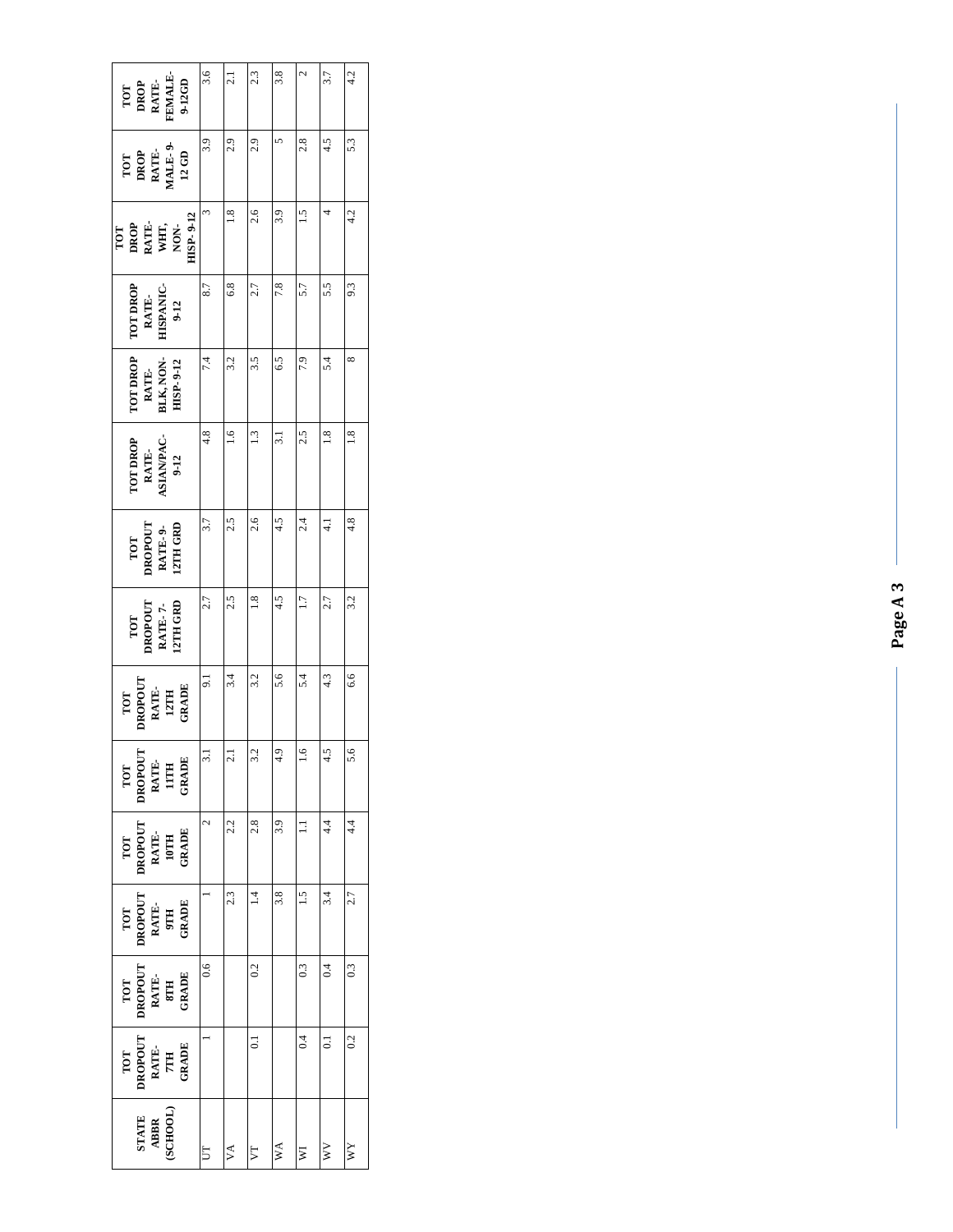| STATE ABBR (SCHOOL) | TOT DROPOUT RATE-7TH GRADE | TOT DROPOUT RATE-8TH GRADE | TOT DROPOUT RATE-9TH GRADE | TOT DROPOUT RATE-10TH GRADE | TOT DROPOUT RATE-11TH GRADE | TOT DROPOUT RATE-12TH GRADE | TOT DROPOUT RATE-7-12TH GRD | TOT DROPOUT RATE-9-12TH GRD | TOT DROP RATE-ASIAN/PAC-9-12 | TOT DROP RATE-BLK, NON-HISP-9-12 | TOT DROP RATE-HISPANIC-9-12 | TOT DROP RATE-WHT, NON-HISP-9-12 | TOT DROP RATE-MALE-9-12 GD | TOT DROP RATE-FEMALE-9-12GD |
|---|---|---|---|---|---|---|---|---|---|---|---|---|---|---|
| UT | 1 | 0.6 | 1 | 2 | 3.1 | 9.1 | 2.7 | 3.7 | 4.8 | 7.4 | 8.7 | 3 | 3.9 | 3.6 |
| VA | | | 2.3 | 2.2 | 2.1 | 3.4 | 2.5 | 2.5 | 1.6 | 3.2 | 6.8 | 1.8 | 2.9 | 2.1 |
| VT | 0.1 | 0.2 | 1.4 | 2.8 | 3.2 | 3.2 | 1.8 | 2.6 | 1.3 | 3.5 | 2.7 | 2.6 | 2.9 | 2.3 |
| WA | | | 3.8 | 3.9 | 4.9 | 5.6 | 4.5 | 4.5 | 3.1 | 6.5 | 7.8 | 3.9 | 5 | 3.8 |
| WI | 0.4 | 0.3 | 1.5 | 1.1 | 1.6 | 5.4 | 1.7 | 2.4 | 2.5 | 7.9 | 5.7 | 1.5 | 2.8 | 2 |
| WV | 0.1 | 0.4 | 3.4 | 4.4 | 4.5 | 4.3 | 2.7 | 4.1 | 1.8 | 5.4 | 5.5 | 4 | 4.5 | 3.7 |
| WY | 0.2 | 0.3 | 2.7 | 4.4 | 5.6 | 6.6 | 3.2 | 4.8 | 1.8 | 8 | 9.3 | 4.2 | 5.3 | 4.2 |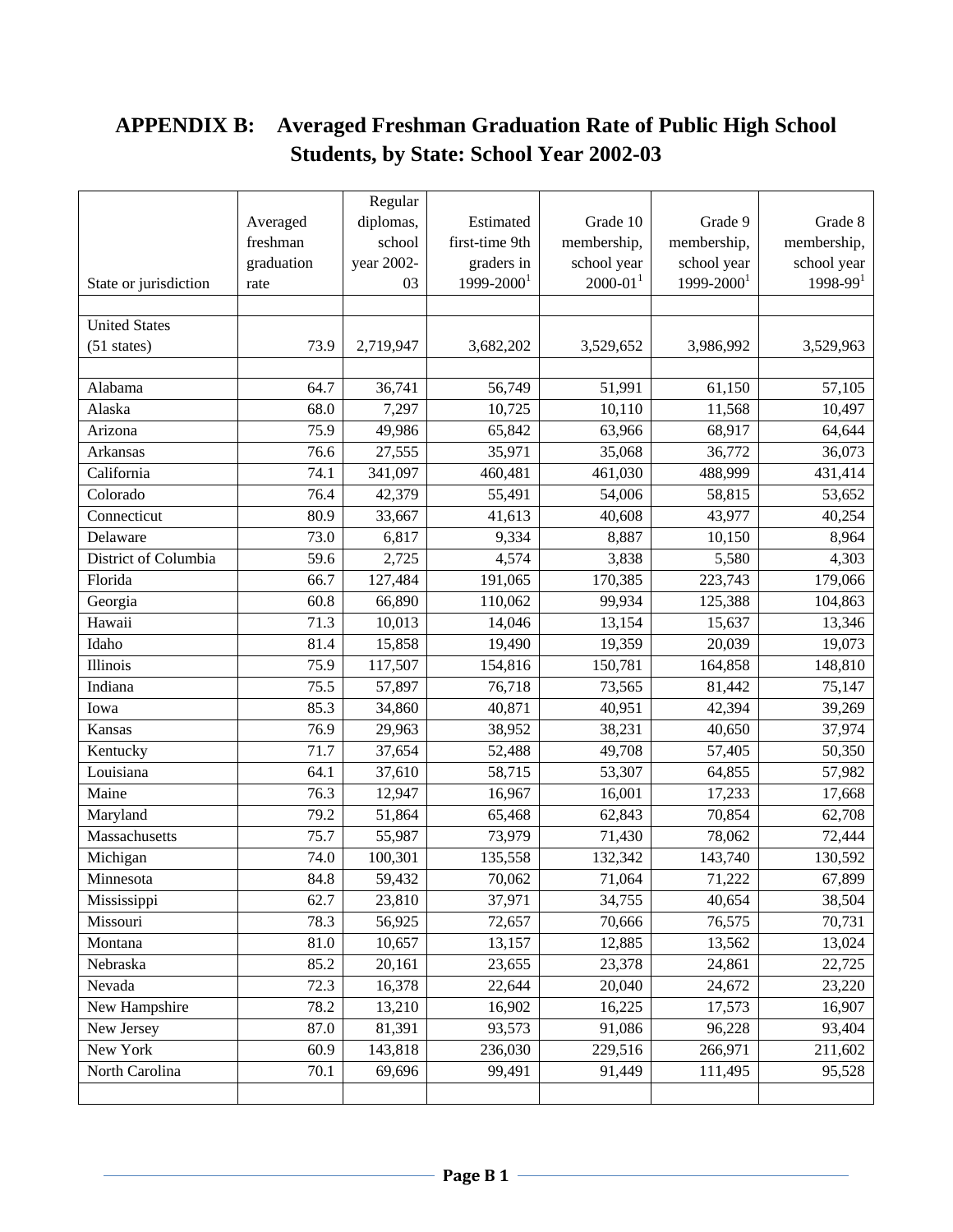# APPENDIX B: Averaged Freshman Graduation Rate of Public High School Students, by State: School Year 2002-03

| State or jurisdiction | Averaged freshman graduation rate | Regular diplomas, school year 2002-03 | Estimated first-time 9th graders in 1999-2000[1] | Grade 10 membership, school year 2000-01[1] | Grade 9 membership, school year 1999-2000[1] | Grade 8 membership, school year 1998-99[1] |
|---|---|---|---|---|---|---|
| | | | | | | |
| United States (51 states) | 73.9 | 2,719,947 | 3,682,202 | 3,529,652 | 3,986,992 | 3,529,963 |
| | | | | | | |
| Alabama | 64.7 | 36,741 | 56,749 | 51,991 | 61,150 | 57,105 |
| Alaska | 68.0 | 7,297 | 10,725 | 10,110 | 11,568 | 10,497 |
| Arizona | 75.9 | 49,986 | 65,842 | 63,966 | 68,917 | 64,644 |
| Arkansas | 76.6 | 27,555 | 35,971 | 35,068 | 36,772 | 36,073 |
| California | 74.1 | 341,097 | 460,481 | 461,030 | 488,999 | 431,414 |
| Colorado | 76.4 | 42,379 | 55,491 | 54,006 | 58,815 | 53,652 |
| Connecticut | 80.9 | 33,667 | 41,613 | 40,608 | 43,977 | 40,254 |
| Delaware | 73.0 | 6,817 | 9,334 | 8,887 | 10,150 | 8,964 |
| District of Columbia | 59.6 | 2,725 | 4,574 | 3,838 | 5,580 | 4,303 |
| Florida | 66.7 | 127,484 | 191,065 | 170,385 | 223,743 | 179,066 |
| Georgia | 60.8 | 66,890 | 110,062 | 99,934 | 125,388 | 104,863 |
| Hawaii | 71.3 | 10,013 | 14,046 | 13,154 | 15,637 | 13,346 |
| Idaho | 81.4 | 15,858 | 19,490 | 19,359 | 20,039 | 19,073 |
| Illinois | 75.9 | 117,507 | 154,816 | 150,781 | 164,858 | 148,810 |
| Indiana | 75.5 | 57,897 | 76,718 | 73,565 | 81,442 | 75,147 |
| Iowa | 85.3 | 34,860 | 40,871 | 40,951 | 42,394 | 39,269 |
| Kansas | 76.9 | 29,963 | 38,952 | 38,231 | 40,650 | 37,974 |
| Kentucky | 71.7 | 37,654 | 52,488 | 49,708 | 57,405 | 50,350 |
| Louisiana | 64.1 | 37,610 | 58,715 | 53,307 | 64,855 | 57,982 |
| Maine | 76.3 | 12,947 | 16,967 | 16,001 | 17,233 | 17,668 |
| Maryland | 79.2 | 51,864 | 65,468 | 62,843 | 70,854 | 62,708 |
| Massachusetts | 75.7 | 55,987 | 73,979 | 71,430 | 78,062 | 72,444 |
| Michigan | 74.0 | 100,301 | 135,558 | 132,342 | 143,740 | 130,592 |
| Minnesota | 84.8 | 59,432 | 70,062 | 71,064 | 71,222 | 67,899 |
| Mississippi | 62.7 | 23,810 | 37,971 | 34,755 | 40,654 | 38,504 |
| Missouri | 78.3 | 56,925 | 72,657 | 70,666 | 76,575 | 70,731 |
| Montana | 81.0 | 10,657 | 13,157 | 12,885 | 13,562 | 13,024 |
| Nebraska | 85.2 | 20,161 | 23,655 | 23,378 | 24,861 | 22,725 |
| Nevada | 72.3 | 16,378 | 22,644 | 20,040 | 24,672 | 23,220 |
| New Hampshire | 78.2 | 13,210 | 16,902 | 16,225 | 17,573 | 16,907 |
| New Jersey | 87.0 | 81,391 | 93,573 | 91,086 | 96,228 | 93,404 |
| New York | 60.9 | 143,818 | 236,030 | 229,516 | 266,971 | 211,602 |
| North Carolina | 70.1 | 69,696 | 99,491 | 91,449 | 111,495 | 95,528 |
| | | | | | | |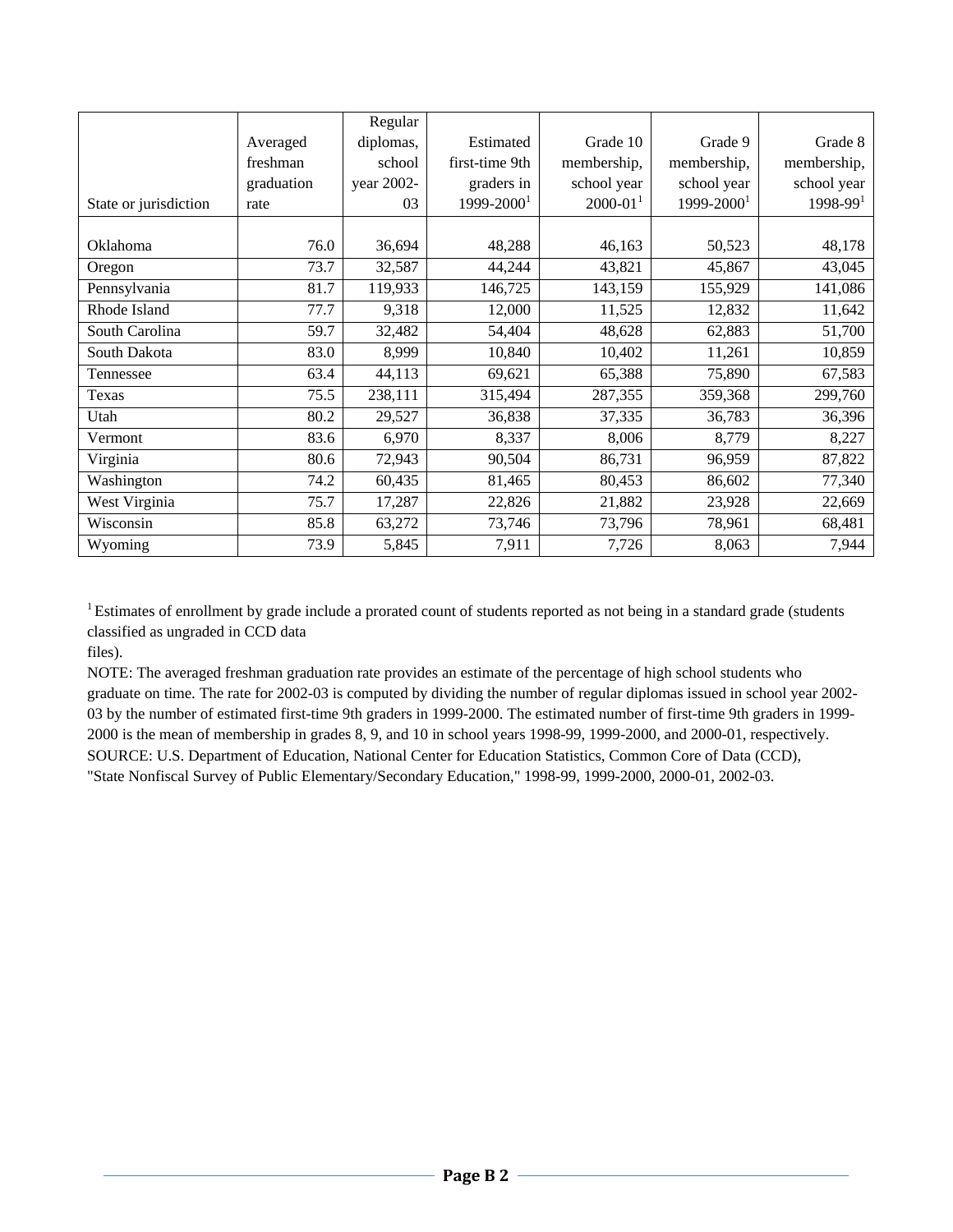| State or jurisdiction | Averaged freshman graduation rate | Regular diplomas, school year 2002-03 | Estimated first-time 9th graders in 1999-2000[1] | Grade 10 membership, school year 2000-01[1] | Grade 9 membership, school year 1999-2000[1] | Grade 8 membership, school year 1998-99[1] |
|---|---|---|---|---|---|---|
| Oklahoma | 76.0 | 36,694 | 48,288 | 46,163 | 50,523 | 48,178 |
| Oregon | 73.7 | 32,587 | 44,244 | 43,821 | 45,867 | 43,045 |
| Pennsylvania | 81.7 | 119,933 | 146,725 | 143,159 | 155,929 | 141,086 |
| Rhode Island | 77.7 | 9,318 | 12,000 | 11,525 | 12,832 | 11,642 |
| South Carolina | 59.7 | 32,482 | 54,404 | 48,628 | 62,883 | 51,700 |
| South Dakota | 83.0 | 8,999 | 10,840 | 10,402 | 11,261 | 10,859 |
| Tennessee | 63.4 | 44,113 | 69,621 | 65,388 | 75,890 | 67,583 |
| Texas | 75.5 | 238,111 | 315,494 | 287,355 | 359,368 | 299,760 |
| Utah | 80.2 | 29,527 | 36,838 | 37,335 | 36,783 | 36,396 |
| Vermont | 83.6 | 6,970 | 8,337 | 8,006 | 8,779 | 8,227 |
| Virginia | 80.6 | 72,943 | 90,504 | 86,731 | 96,959 | 87,822 |
| Washington | 74.2 | 60,435 | 81,465 | 80,453 | 86,602 | 77,340 |
| West Virginia | 75.7 | 17,287 | 22,826 | 21,882 | 23,928 | 22,669 |
| Wisconsin | 85.8 | 63,272 | 73,746 | 73,796 | 78,961 | 68,481 |
| Wyoming | 73.9 | 5,845 | 7,911 | 7,726 | 8,063 | 7,944 |

[1] Estimates of enrollment by grade include a prorated count of students reported as not being in a standard grade (students classified as ungraded in CCD data files).

NOTE: The averaged freshman graduation rate provides an estimate of the percentage of high school students who graduate on time. The rate for 2002-03 is computed by dividing the number of regular diplomas issued in school year 2002-03 by the number of estimated first-time 9th graders in 1999-2000. The estimated number of first-time 9th graders in 1999-2000 is the mean of membership in grades 8, 9, and 10 in school years 1998-99, 1999-2000, and 2000-01, respectively.

SOURCE: U.S. Department of Education, National Center for Education Statistics, Common Core of Data (CCD), "State Nonfiscal Survey of Public Elementary/Secondary Education," 1998-99, 1999-2000, 2000-01, 2002-03.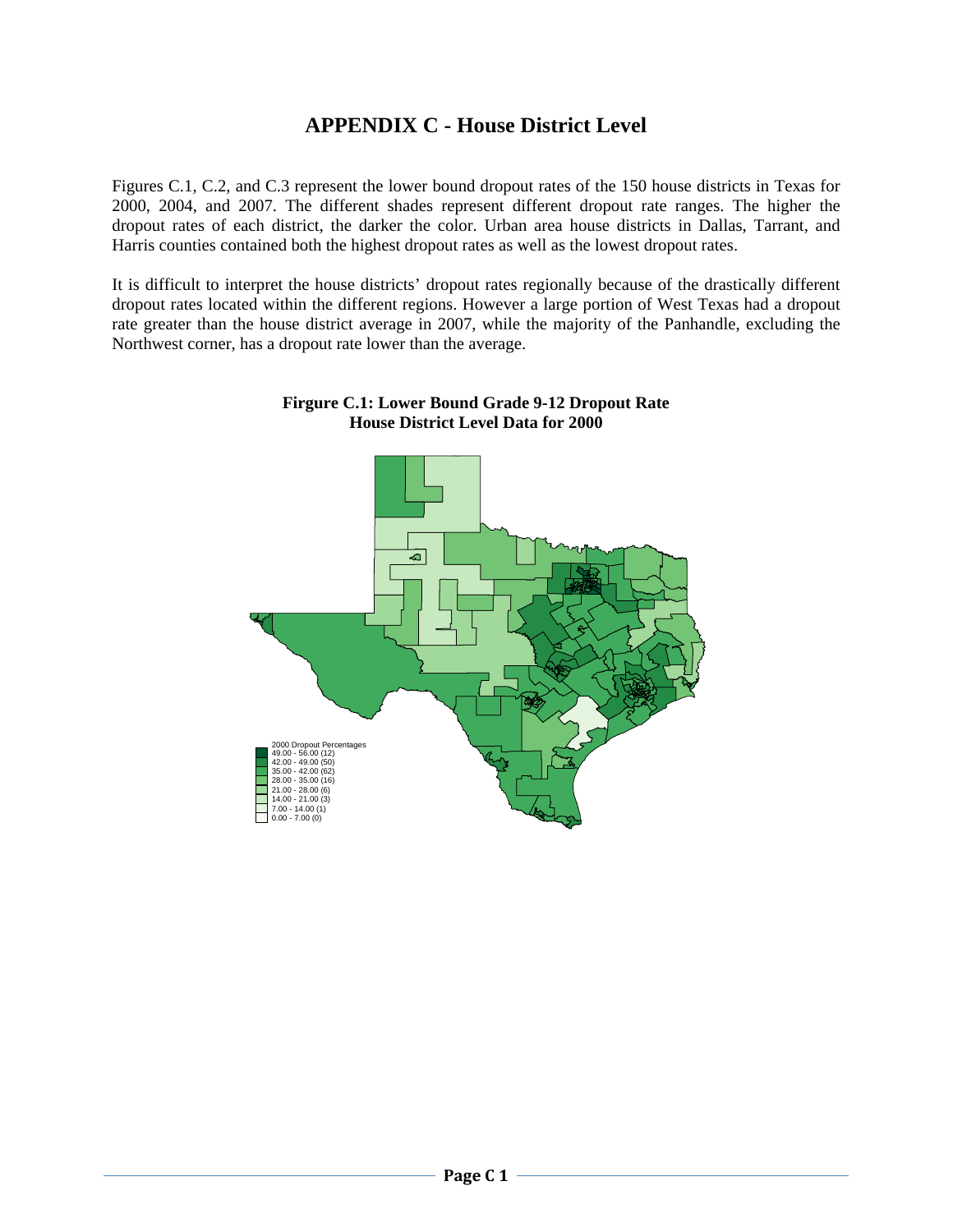# APPENDIX C - House District Level

Figures C.1, C.2, and C.3 represent the lower bound dropout rates of the 150 house districts in Texas for 2000, 2004, and 2007. The different shades represent different dropout rate ranges. The higher the dropout rates of each district, the darker the color. Urban area house districts in Dallas, Tarrant, and Harris counties contained both the highest dropout rates as well as the lowest dropout rates.

It is difficult to interpret the house districts' dropout rates regionally because of the drastically different dropout rates located within the different regions. However a large portion of West Texas had a dropout rate greater than the house district average in 2007, while the majority of the Panhandle, excluding the Northwest corner, has a dropout rate lower than the average.

**Firgure C.1: Lower Bound Grade 9-12 Dropout Rate**
**House District Level Data for 2000**

2000 Dropout Percentages
- 49.00 - 56.00 (12)
- 42.00 - 49.00 (50)
- 35.00 - 42.00 (62)
- 28.00 - 35.00 (16)
- 21.00 - 28.00 (6)
- 14.00 - 21.00 (3)
- 7.00 - 14.00 (1)
- 0.00 - 7.00 (0)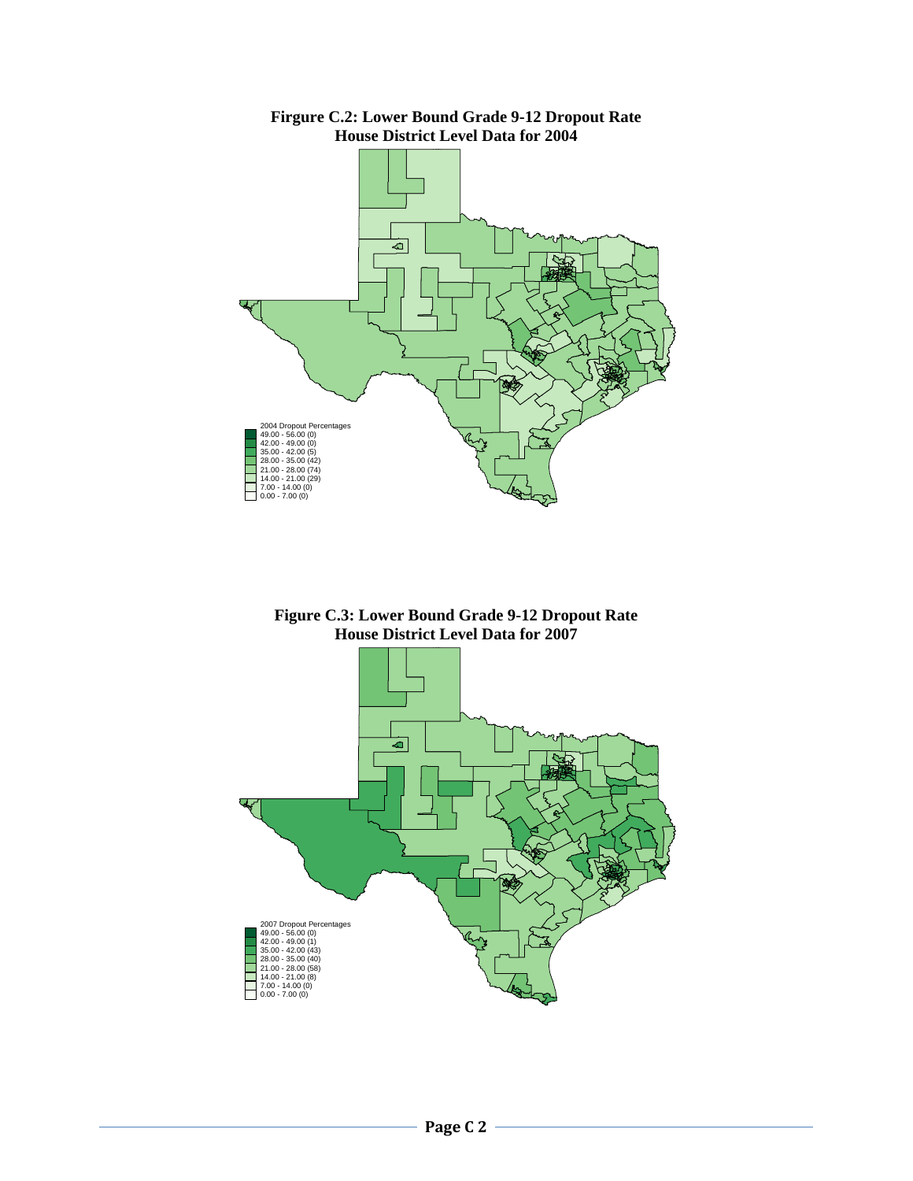**Firgure C.2: Lower Bound Grade 9-12 Dropout Rate**
**House District Level Data for 2004**

2004 Dropout Percentages
49.00 - 56.00 (0)
42.00 - 49.00 (0)
35.00 - 42.00 (5)
28.00 - 35.00 (42)
21.00 - 28.00 (74)
14.00 - 21.00 (29)
7.00 - 14.00 (0)
0.00 - 7.00 (0)

**Figure C.3: Lower Bound Grade 9-12 Dropout Rate**
**House District Level Data for 2007**

2007 Dropout Percentages
49.00 - 56.00 (0)
42.00 - 49.00 (1)
35.00 - 42.00 (43)
28.00 - 35.00 (40)
21.00 - 28.00 (58)
14.00 - 21.00 (8)
7.00 - 14.00 (0)
0.00 - 7.00 (0)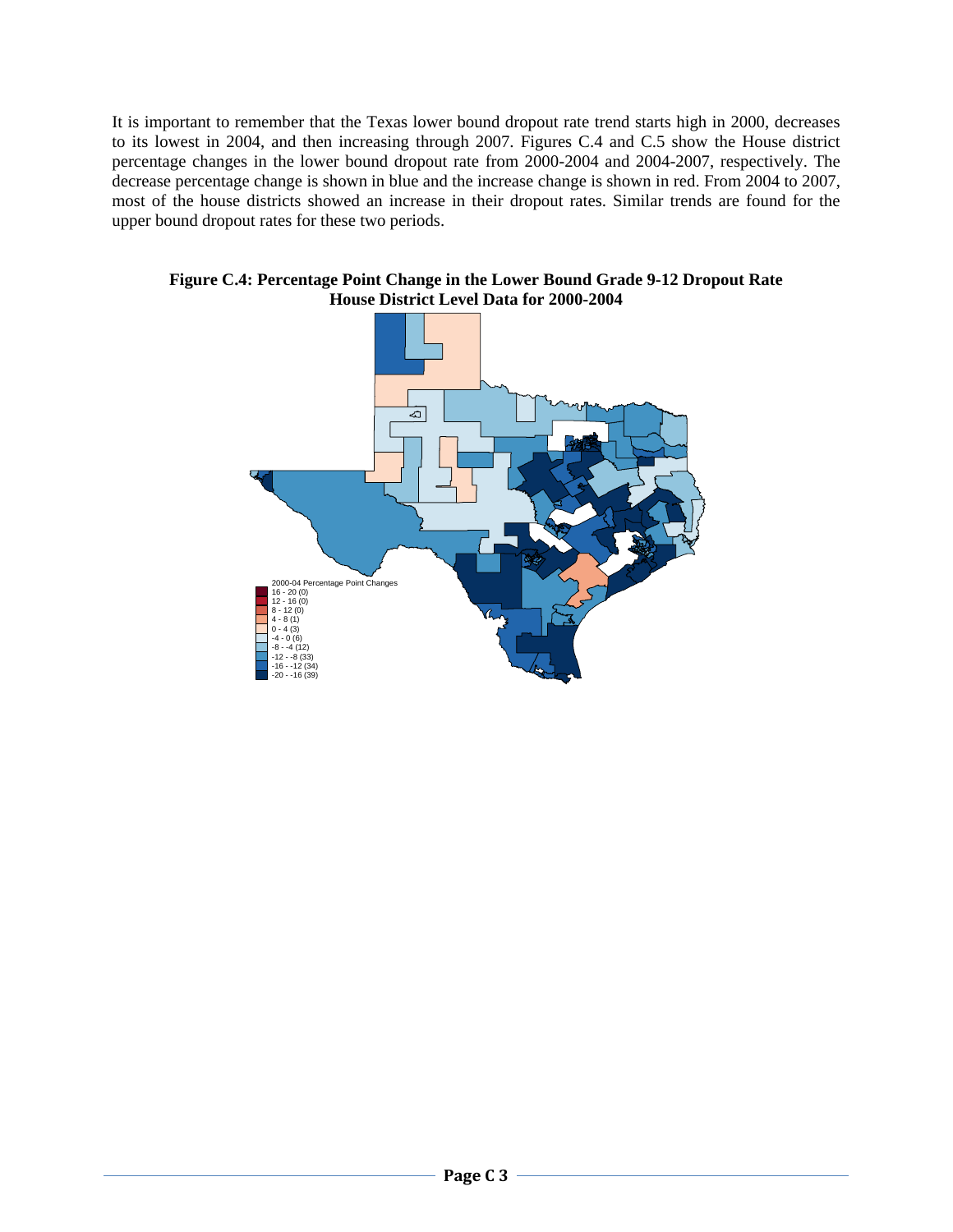It is important to remember that the Texas lower bound dropout rate trend starts high in 2000, decreases to its lowest in 2004, and then increasing through 2007. Figures C.4 and C.5 show the House district percentage changes in the lower bound dropout rate from 2000-2004 and 2004-2007, respectively. The decrease percentage change is shown in blue and the increase change is shown in red. From 2004 to 2007, most of the house districts showed an increase in their dropout rates. Similar trends are found for the upper bound dropout rates for these two periods.

**Figure C.4: Percentage Point Change in the Lower Bound Grade 9-12 Dropout Rate House District Level Data for 2000-2004**

2000-04 Percentage Point Changes
16 - 20 (0)
12 - 16 (0)
8 - 12 (0)
4 - 8 (1)
0 - 4 (3)
-4 - 0 (6)
-8 - -4 (12)
-12 - -8 (33)
-16 - -12 (34)
-20 - -16 (39)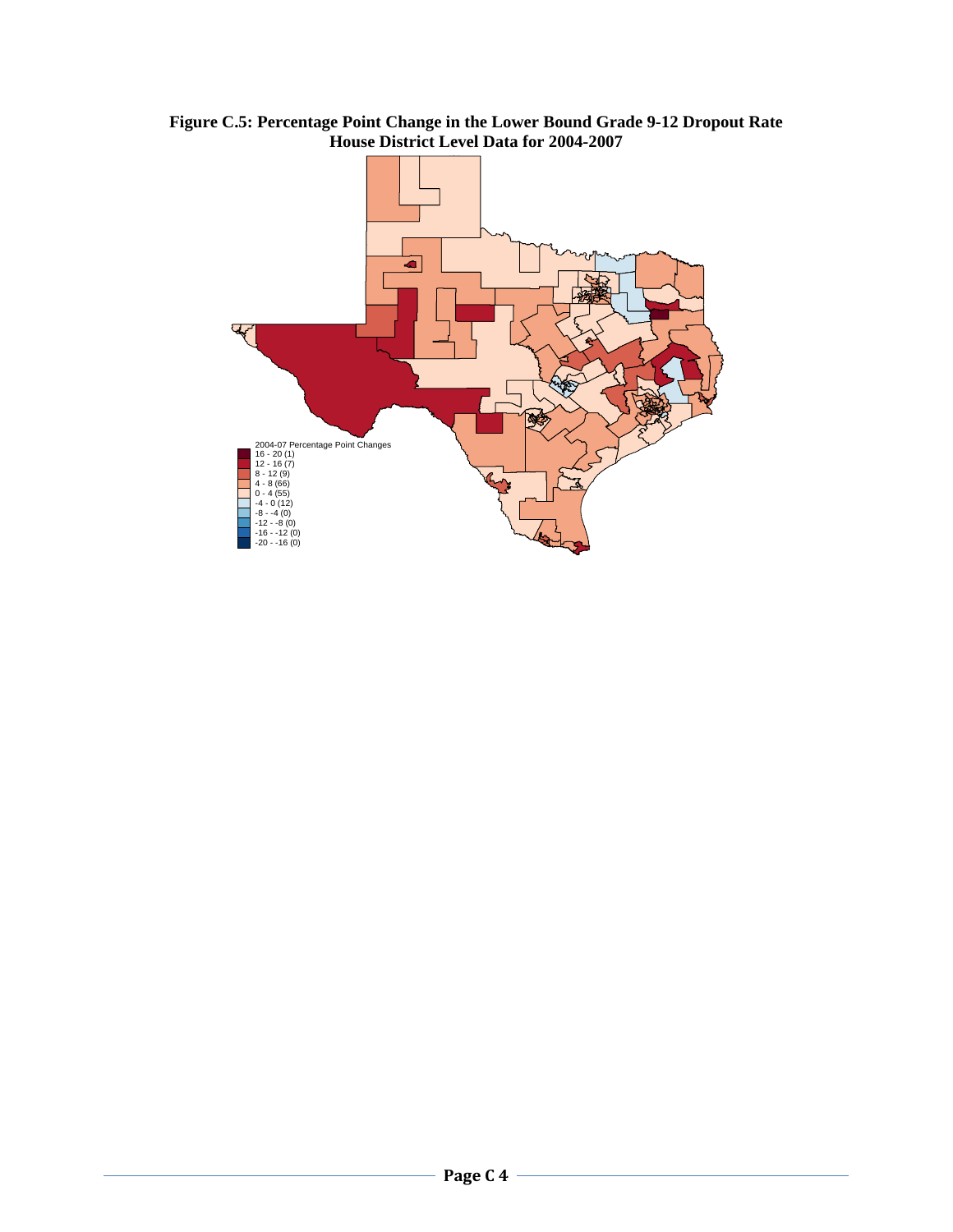**Figure C.5: Percentage Point Change in the Lower Bound Grade 9-12 Dropout Rate House District Level Data for 2004-2007**

2004-07 Percentage Point Changes

- 16 - 20 (1)
- 12 - 16 (7)
- 8 - 12 (9)
- 4 - 8 (66)
- 0 - 4 (55)
- -4 - 0 (12)
- -8 - -4 (0)
- -12 - -8 (0)
- -16 - -12 (0)
- -20 - -16 (0)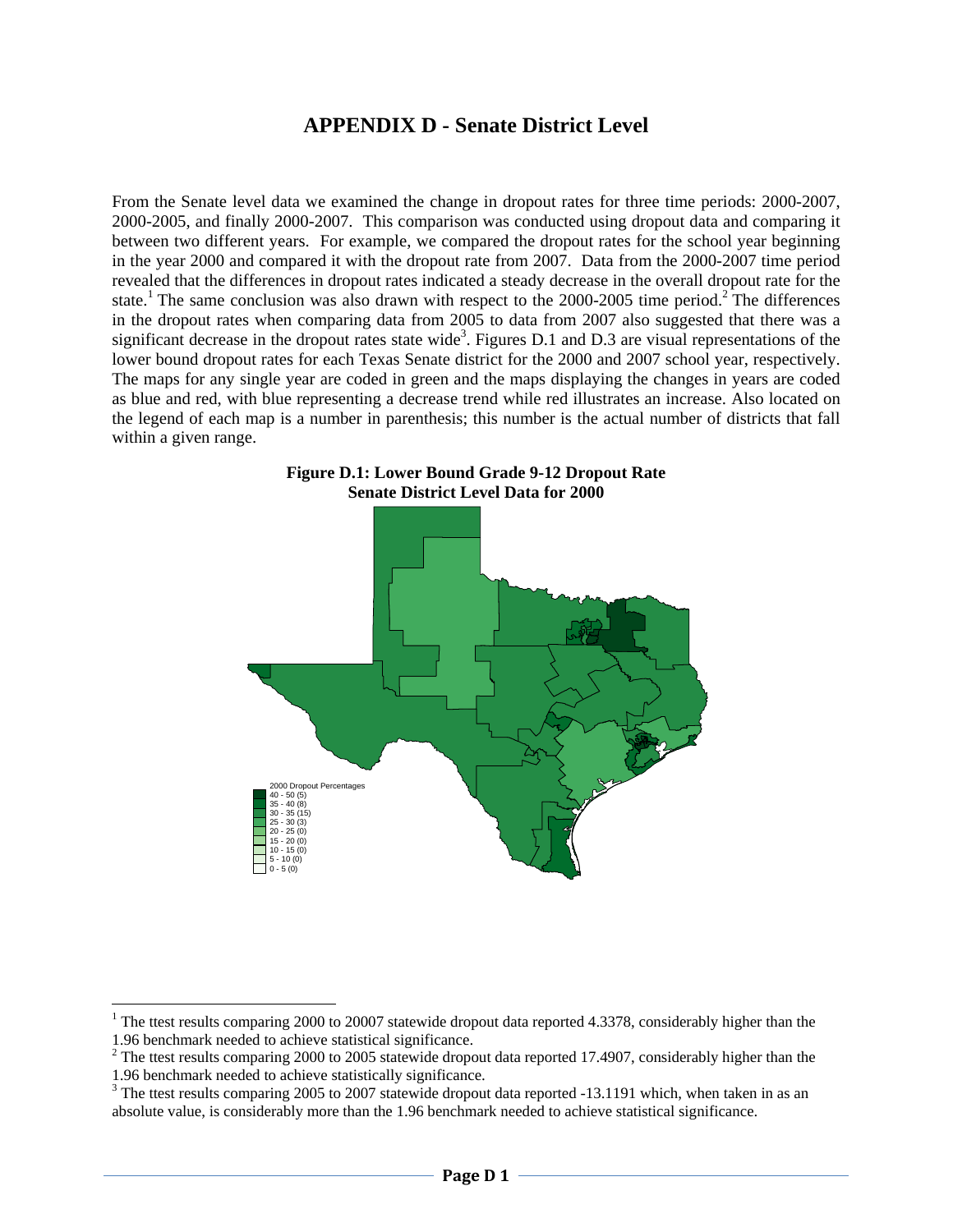# APPENDIX D - Senate District Level

From the Senate level data we examined the change in dropout rates for three time periods: 2000-2007, 2000-2005, and finally 2000-2007. This comparison was conducted using dropout data and comparing it between two different years. For example, we compared the dropout rates for the school year beginning in the year 2000 and compared it with the dropout rate from 2007. Data from the 2000-2007 time period revealed that the differences in dropout rates indicated a steady decrease in the overall dropout rate for the state.[1] The same conclusion was also drawn with respect to the 2000-2005 time period.[2] The differences in the dropout rates when comparing data from 2005 to data from 2007 also suggested that there was a significant decrease in the dropout rates state wide[3]. Figures D.1 and D.3 are visual representations of the lower bound dropout rates for each Texas Senate district for the 2000 and 2007 school year, respectively. The maps for any single year are coded in green and the maps displaying the changes in years are coded as blue and red, with blue representing a decrease trend while red illustrates an increase. Also located on the legend of each map is a number in parenthesis; this number is the actual number of districts that fall within a given range.

**Figure D.1: Lower Bound Grade 9-12 Dropout Rate Senate District Level Data for 2000**

2000 Dropout Percentages
- 40 - 50 (5)
- 35 - 40 (8)
- 30 - 35 (15)
- 25 - 30 (3)
- 20 - 25 (0)
- 15 - 20 (0)
- 10 - 15 (0)
- 5 - 10 (0)
- 0 - 5 (0)

---

[1] The ttest results comparing 2000 to 20007 statewide dropout data reported 4.3378, considerably higher than the 1.96 benchmark needed to achieve statistical significance.

[2] The ttest results comparing 2000 to 2005 statewide dropout data reported 17.4907, considerably higher than the 1.96 benchmark needed to achieve statistically significance.

[3] The ttest results comparing 2005 to 2007 statewide dropout data reported -13.1191 which, when taken in as an absolute value, is considerably more than the 1.96 benchmark needed to achieve statistical significance.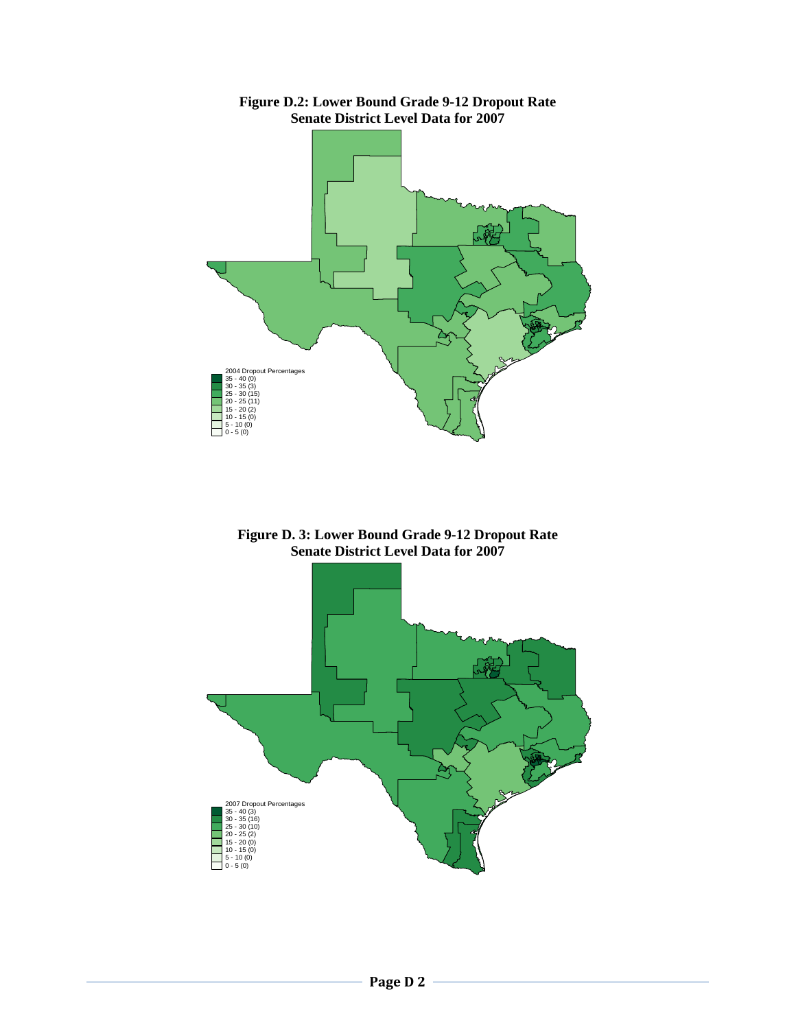**Figure D.2: Lower Bound Grade 9-12 Dropout Rate Senate District Level Data for 2007**

2004 Dropout Percentages
35 - 40 (0)
30 - 35 (3)
25 - 30 (15)
20 - 25 (11)
15 - 20 (2)
10 - 15 (0)
5 - 10 (0)
0 - 5 (0)

**Figure D. 3: Lower Bound Grade 9-12 Dropout Rate Senate District Level Data for 2007**

2007 Dropout Percentages
35 - 40 (3)
30 - 35 (16)
25 - 30 (10)
20 - 25 (2)
15 - 20 (0)
10 - 15 (0)
5 - 10 (0)
0 - 5 (0)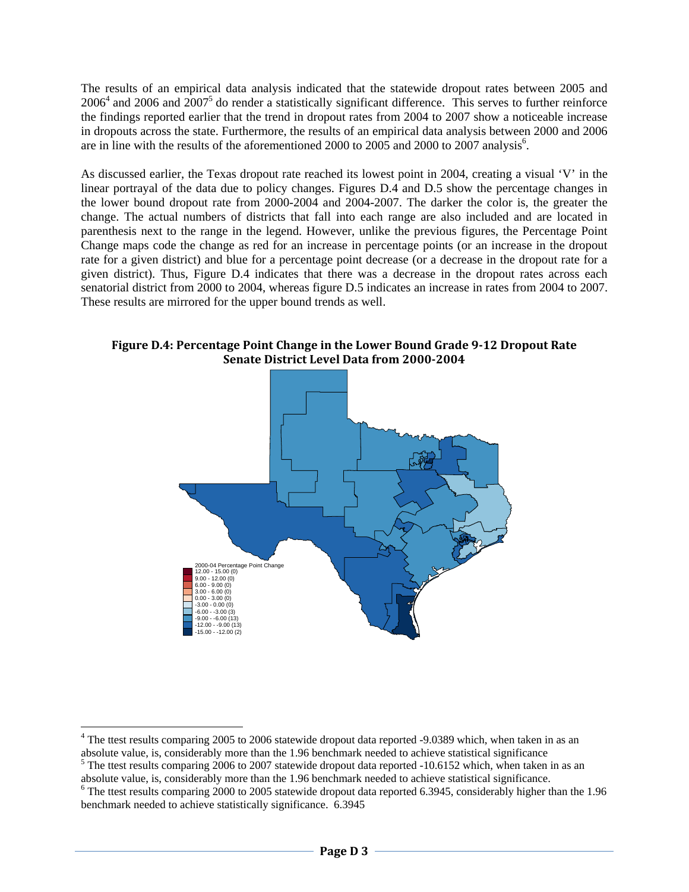The results of an empirical data analysis indicated that the statewide dropout rates between 2005 and 2006[4] and 2006 and 2007[5] do render a statistically significant difference. This serves to further reinforce the findings reported earlier that the trend in dropout rates from 2004 to 2007 show a noticeable increase in dropouts across the state. Furthermore, the results of an empirical data analysis between 2000 and 2006 are in line with the results of the aforementioned 2000 to 2005 and 2000 to 2007 analysis[6].

As discussed earlier, the Texas dropout rate reached its lowest point in 2004, creating a visual 'V' in the linear portrayal of the data due to policy changes. Figures D.4 and D.5 show the percentage changes in the lower bound dropout rate from 2000-2004 and 2004-2007. The darker the color is, the greater the change. The actual numbers of districts that fall into each range are also included and are located in parenthesis next to the range in the legend. However, unlike the previous figures, the Percentage Point Change maps code the change as red for an increase in percentage points (or an increase in the dropout rate for a given district) and blue for a percentage point decrease (or a decrease in the dropout rate for a given district). Thus, Figure D.4 indicates that there was a decrease in the dropout rates across each senatorial district from 2000 to 2004, whereas figure D.5 indicates an increase in rates from 2004 to 2007. These results are mirrored for the upper bound trends as well.

**Figure D.4: Percentage Point Change in the Lower Bound Grade 9-12 Dropout Rate Senate District Level Data from 2000-2004**

2000-04 Percentage Point Change
12.00 - 15.00 (0)
9.00 - 12.00 (0)
6.00 - 9.00 (0)
3.00 - 6.00 (0)
0.00 - 3.00 (0)
-3.00 - 0.00 (0)
-6.00 - -3.00 (3)
-9.00 - -6.00 (13)
-12.00 - -9.00 (13)
-15.00 - -12.00 (2)

---

[4] The ttest results comparing 2005 to 2006 statewide dropout data reported -9.0389 which, when taken in as an absolute value, is, considerably more than the 1.96 benchmark needed to achieve statistical significance

[5] The ttest results comparing 2006 to 2007 statewide dropout data reported -10.6152 which, when taken in as an absolute value, is, considerably more than the 1.96 benchmark needed to achieve statistical significance.

[6] The ttest results comparing 2000 to 2005 statewide dropout data reported 6.3945, considerably higher than the 1.96 benchmark needed to achieve statistically significance. 6.3945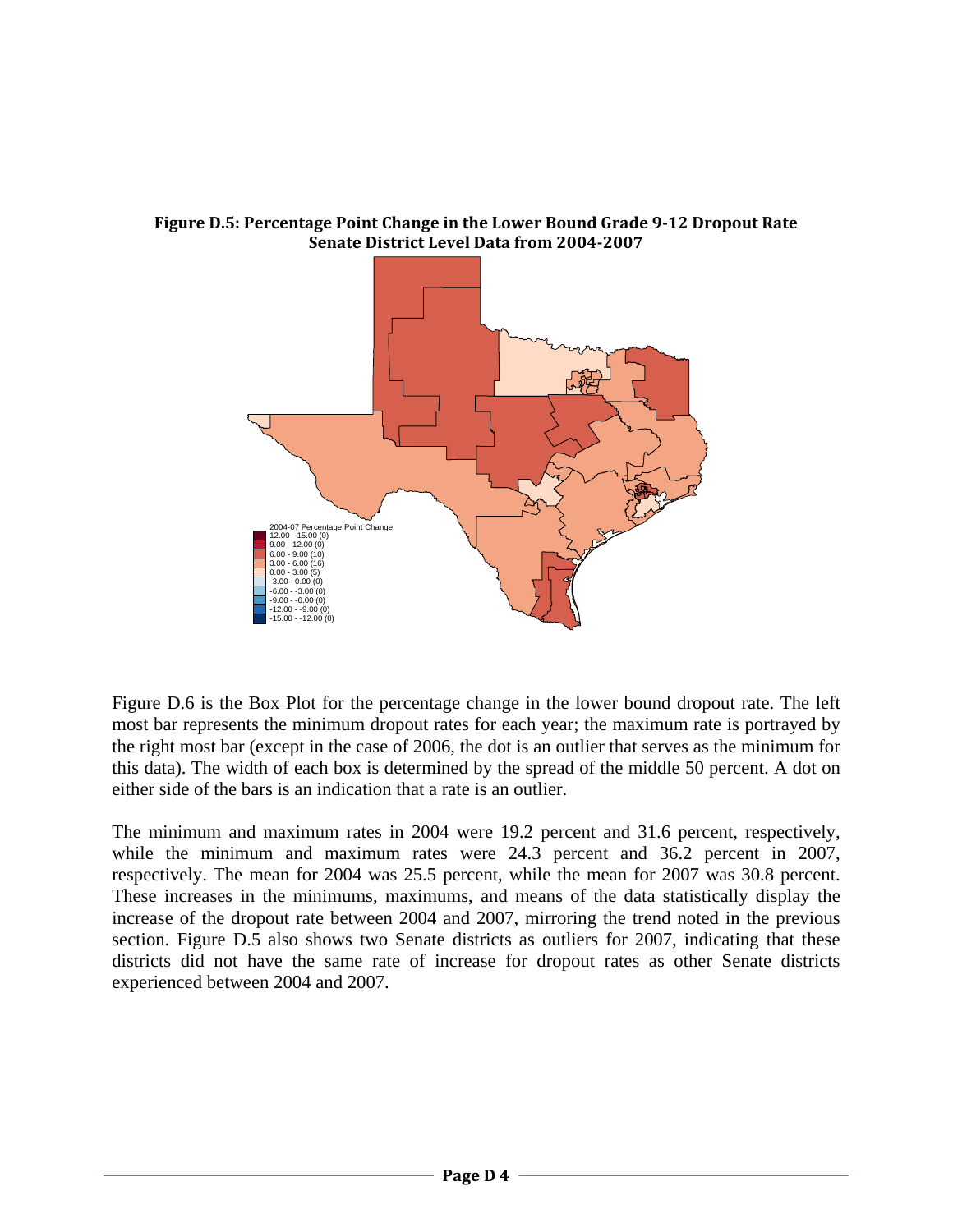**Figure D.5: Percentage Point Change in the Lower Bound Grade 9-12 Dropout Rate Senate District Level Data from 2004-2007**

2004-07 Percentage Point Change
12.00 - 15.00 (0)
9.00 - 12.00 (0)
6.00 - 9.00 (10)
3.00 - 6.00 (16)
0.00 - 3.00 (5)
-3.00 - 0.00 (0)
-6.00 - -3.00 (0)
-9.00 - -6.00 (0)
-12.00 - -9.00 (0)
-15.00 - -12.00 (0)

Figure D.6 is the Box Plot for the percentage change in the lower bound dropout rate. The left most bar represents the minimum dropout rates for each year; the maximum rate is portrayed by the right most bar (except in the case of 2006, the dot is an outlier that serves as the minimum for this data). The width of each box is determined by the spread of the middle 50 percent. A dot on either side of the bars is an indication that a rate is an outlier.

The minimum and maximum rates in 2004 were 19.2 percent and 31.6 percent, respectively, while the minimum and maximum rates were 24.3 percent and 36.2 percent in 2007, respectively. The mean for 2004 was 25.5 percent, while the mean for 2007 was 30.8 percent. These increases in the minimums, maximums, and means of the data statistically display the increase of the dropout rate between 2004 and 2007, mirroring the trend noted in the previous section. Figure D.5 also shows two Senate districts as outliers for 2007, indicating that these districts did not have the same rate of increase for dropout rates as other Senate districts experienced between 2004 and 2007.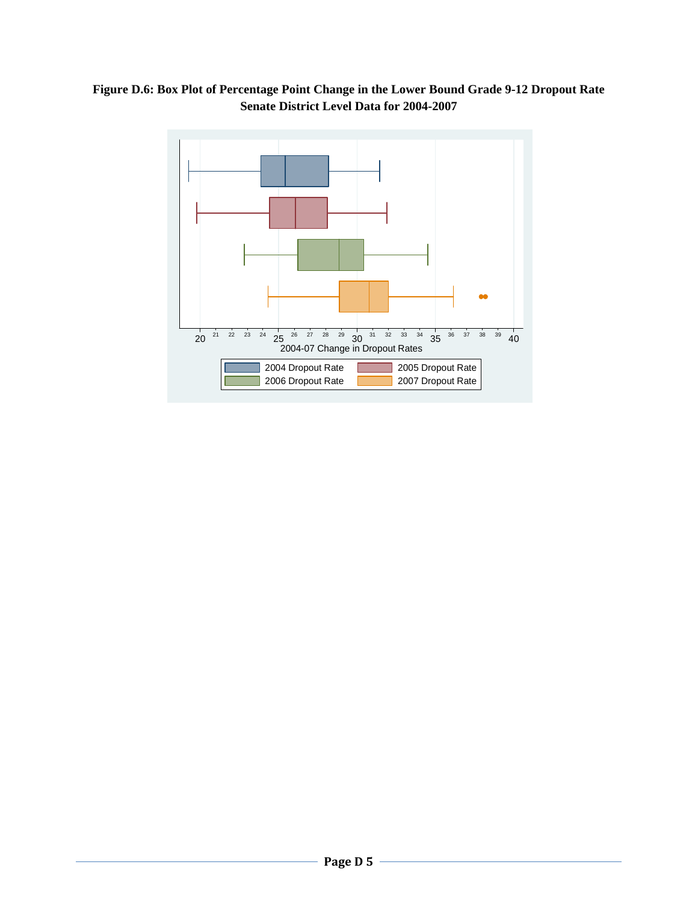**Figure D.6: Box Plot of Percentage Point Change in the Lower Bound Grade 9-12 Dropout Rate Senate District Level Data for 2004-2007**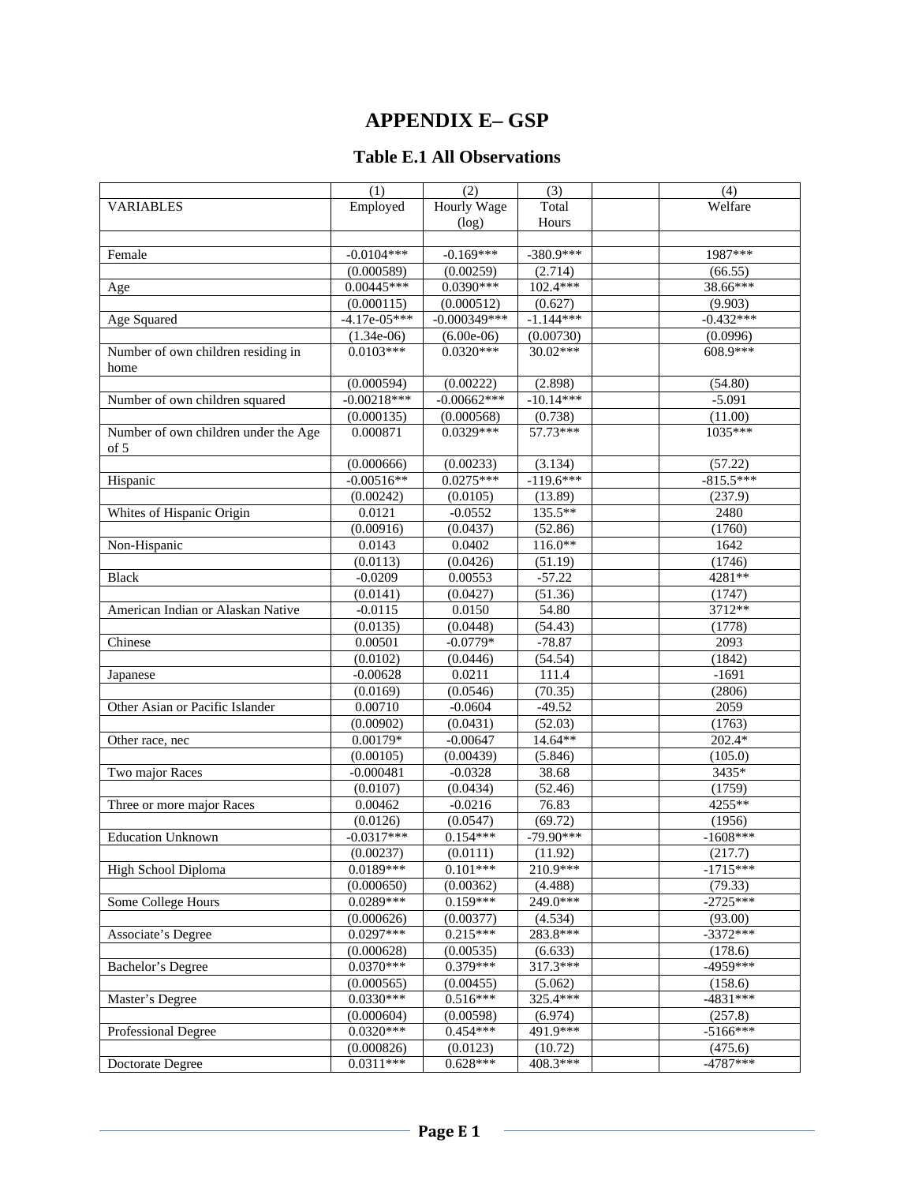# APPENDIX E– GSP

## Table E.1 All Observations

| | (1) | (2) | (3) | | (4) |
|---|---|---|---|---|---|
| VARIABLES | Employed | Hourly Wage (log) | Total Hours | | Welfare |
| | | | | | |
| Female | -0.0104*** | -0.169*** | -380.9*** | | 1987*** |
| | (0.000589) | (0.00259) | (2.714) | | (66.55) |
| Age | 0.00445*** | 0.0390*** | 102.4*** | | 38.66*** |
| | (0.000115) | (0.000512) | (0.627) | | (9.903) |
| Age Squared | -4.17e-05*** | -0.000349*** | -1.144*** | | -0.432*** |
| | (1.34e-06) | (6.00e-06) | (0.00730) | | (0.0996) |
| Number of own children residing in home | 0.0103*** | 0.0320*** | 30.02*** | | 608.9*** |
| | (0.000594) | (0.00222) | (2.898) | | (54.80) |
| Number of own children squared | -0.00218*** | -0.00662*** | -10.14*** | | -5.091 |
| | (0.000135) | (0.000568) | (0.738) | | (11.00) |
| Number of own children under the Age of 5 | 0.000871 | 0.0329*** | 57.73*** | | 1035*** |
| | (0.000666) | (0.00233) | (3.134) | | (57.22) |
| Hispanic | -0.00516** | 0.0275*** | -119.6*** | | -815.5*** |
| | (0.00242) | (0.0105) | (13.89) | | (237.9) |
| Whites of Hispanic Origin | 0.0121 | -0.0552 | 135.5** | | 2480 |
| | (0.00916) | (0.0437) | (52.86) | | (1760) |
| Non-Hispanic | 0.0143 | 0.0402 | 116.0** | | 1642 |
| | (0.0113) | (0.0426) | (51.19) | | (1746) |
| Black | -0.0209 | 0.00553 | -57.22 | | 4281** |
| | (0.0141) | (0.0427) | (51.36) | | (1747) |
| American Indian or Alaskan Native | -0.0115 | 0.0150 | 54.80 | | 3712** |
| | (0.0135) | (0.0448) | (54.43) | | (1778) |
| Chinese | 0.00501 | -0.0779* | -78.87 | | 2093 |
| | (0.0102) | (0.0446) | (54.54) | | (1842) |
| Japanese | -0.00628 | 0.0211 | 111.4 | | -1691 |
| | (0.0169) | (0.0546) | (70.35) | | (2806) |
| Other Asian or Pacific Islander | 0.00710 | -0.0604 | -49.52 | | 2059 |
| | (0.00902) | (0.0431) | (52.03) | | (1763) |
| Other race, nec | 0.00179* | -0.00647 | 14.64** | | 202.4* |
| | (0.00105) | (0.00439) | (5.846) | | (105.0) |
| Two major Races | -0.000481 | -0.0328 | 38.68 | | 3435* |
| | (0.0107) | (0.0434) | (52.46) | | (1759) |
| Three or more major Races | 0.00462 | -0.0216 | 76.83 | | 4255** |
| | (0.0126) | (0.0547) | (69.72) | | (1956) |
| Education Unknown | -0.0317*** | 0.154*** | -79.90*** | | -1608*** |
| | (0.00237) | (0.0111) | (11.92) | | (217.7) |
| High School Diploma | 0.0189*** | 0.101*** | 210.9*** | | -1715*** |
| | (0.000650) | (0.00362) | (4.488) | | (79.33) |
| Some College Hours | 0.0289*** | 0.159*** | 249.0*** | | -2725*** |
| | (0.000626) | (0.00377) | (4.534) | | (93.00) |
| Associate's Degree | 0.0297*** | 0.215*** | 283.8*** | | -3372*** |
| | (0.000628) | (0.00535) | (6.633) | | (178.6) |
| Bachelor's Degree | 0.0370*** | 0.379*** | 317.3*** | | -4959*** |
| | (0.000565) | (0.00455) | (5.062) | | (158.6) |
| Master's Degree | 0.0330*** | 0.516*** | 325.4*** | | -4831*** |
| | (0.000604) | (0.00598) | (6.974) | | (257.8) |
| Professional Degree | 0.0320*** | 0.454*** | 491.9*** | | -5166*** |
| | (0.000826) | (0.0123) | (10.72) | | (475.6) |
| Doctorate Degree | 0.0311*** | 0.628*** | 408.3*** | | -4787*** |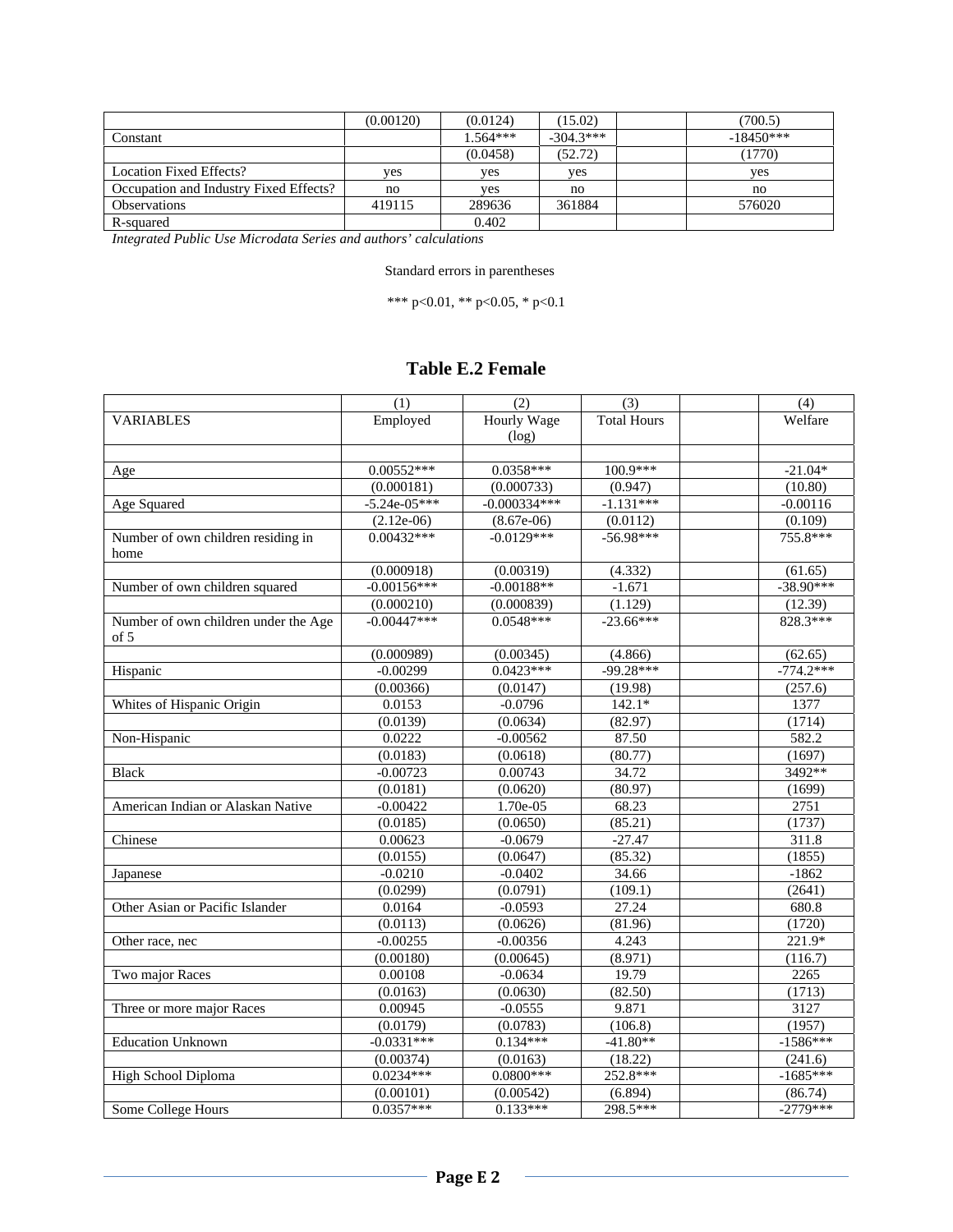|  |  |  |  |  |  |
|---|---|---|---|---|---|
|  | (0.00120) | (0.0124) | (15.02) |  | (700.5) |
| Constant |  | 1.564*** | -304.3*** |  | -18450*** |
|  |  | (0.0458) | (52.72) |  | (1770) |
| Location Fixed Effects? | yes | yes | yes |  | yes |
| Occupation and Industry Fixed Effects? | no | yes | no |  | no |
| Observations | 419115 | 289636 | 361884 |  | 576020 |
| R-squared |  | 0.402 |  |  |  |

*Integrated Public Use Microdata Series and authors' calculations*

Standard errors in parentheses

*** p<0.01, ** p<0.05, * p<0.1

## Table E.2 Female

|  | (1) | (2) | (3) |  | (4) |
|---|---|---|---|---|---|
| VARIABLES | Employed | Hourly Wage (log) | Total Hours |  | Welfare |
|  |  |  |  |  |  |
| Age | 0.00552*** | 0.0358*** | 100.9*** |  | -21.04* |
|  | (0.000181) | (0.000733) | (0.947) |  | (10.80) |
| Age Squared | -5.24e-05*** | -0.000334*** | -1.131*** |  | -0.00116 |
|  | (2.12e-06) | (8.67e-06) | (0.0112) |  | (0.109) |
| Number of own children residing in home | 0.00432*** | -0.0129*** | -56.98*** |  | 755.8*** |
|  | (0.000918) | (0.00319) | (4.332) |  | (61.65) |
| Number of own children squared | -0.00156*** | -0.00188** | -1.671 |  | -38.90*** |
|  | (0.000210) | (0.000839) | (1.129) |  | (12.39) |
| Number of own children under the Age of 5 | -0.00447*** | 0.0548*** | -23.66*** |  | 828.3*** |
|  | (0.000989) | (0.00345) | (4.866) |  | (62.65) |
| Hispanic | -0.00299 | 0.0423*** | -99.28*** |  | -774.2*** |
|  | (0.00366) | (0.0147) | (19.98) |  | (257.6) |
| Whites of Hispanic Origin | 0.0153 | -0.0796 | 142.1* |  | 1377 |
|  | (0.0139) | (0.0634) | (82.97) |  | (1714) |
| Non-Hispanic | 0.0222 | -0.00562 | 87.50 |  | 582.2 |
|  | (0.0183) | (0.0618) | (80.77) |  | (1697) |
| Black | -0.00723 | 0.00743 | 34.72 |  | 3492** |
|  | (0.0181) | (0.0620) | (80.97) |  | (1699) |
| American Indian or Alaskan Native | -0.00422 | 1.70e-05 | 68.23 |  | 2751 |
|  | (0.0185) | (0.0650) | (85.21) |  | (1737) |
| Chinese | 0.00623 | -0.0679 | -27.47 |  | 311.8 |
|  | (0.0155) | (0.0647) | (85.32) |  | (1855) |
| Japanese | -0.0210 | -0.0402 | 34.66 |  | -1862 |
|  | (0.0299) | (0.0791) | (109.1) |  | (2641) |
| Other Asian or Pacific Islander | 0.0164 | -0.0593 | 27.24 |  | 680.8 |
|  | (0.0113) | (0.0626) | (81.96) |  | (1720) |
| Other race, nec | -0.00255 | -0.00356 | 4.243 |  | 221.9* |
|  | (0.00180) | (0.00645) | (8.971) |  | (116.7) |
| Two major Races | 0.00108 | -0.0634 | 19.79 |  | 2265 |
|  | (0.0163) | (0.0630) | (82.50) |  | (1713) |
| Three or more major Races | 0.00945 | -0.0555 | 9.871 |  | 3127 |
|  | (0.0179) | (0.0783) | (106.8) |  | (1957) |
| Education Unknown | -0.0331*** | 0.134*** | -41.80** |  | -1586*** |
|  | (0.00374) | (0.0163) | (18.22) |  | (241.6) |
| High School Diploma | 0.0234*** | 0.0800*** | 252.8*** |  | -1685*** |
|  | (0.00101) | (0.00542) | (6.894) |  | (86.74) |
| Some College Hours | 0.0357*** | 0.133*** | 298.5*** |  | -2779*** |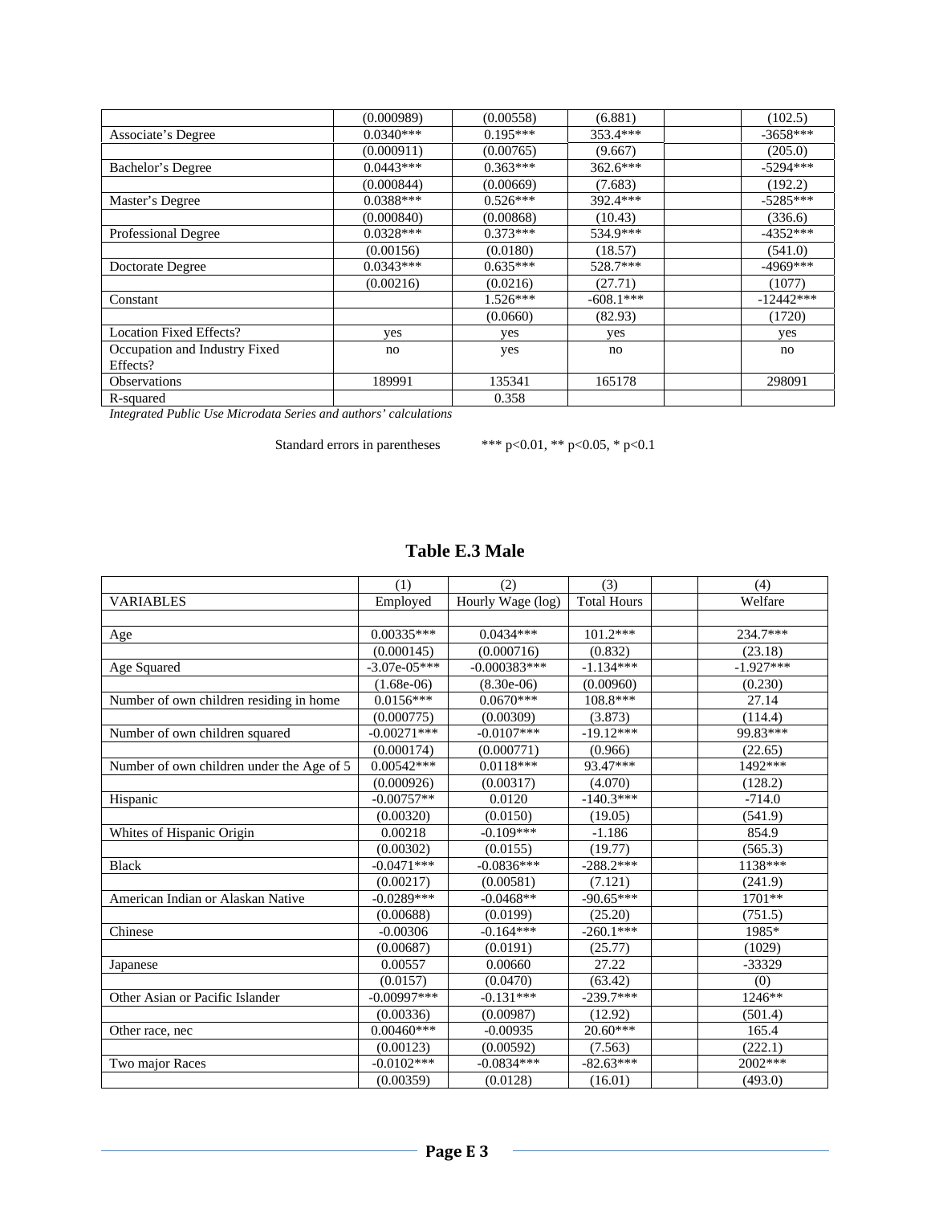| | | | | | |
|---|---|---|---|---|---|
| | (0.000989) | (0.00558) | (6.881) | | (102.5) |
| Associate's Degree | 0.0340*** | 0.195*** | 353.4*** | | -3658*** |
| | (0.000911) | (0.00765) | (9.667) | | (205.0) |
| Bachelor's Degree | 0.0443*** | 0.363*** | 362.6*** | | -5294*** |
| | (0.000844) | (0.00669) | (7.683) | | (192.2) |
| Master's Degree | 0.0388*** | 0.526*** | 392.4*** | | -5285*** |
| | (0.000840) | (0.00868) | (10.43) | | (336.6) |
| Professional Degree | 0.0328*** | 0.373*** | 534.9*** | | -4352*** |
| | (0.00156) | (0.0180) | (18.57) | | (541.0) |
| Doctorate Degree | 0.0343*** | 0.635*** | 528.7*** | | -4969*** |
| | (0.00216) | (0.0216) | (27.71) | | (1077) |
| Constant | | 1.526*** | -608.1*** | | -12442*** |
| | | (0.0660) | (82.93) | | (1720) |
| Location Fixed Effects? | yes | yes | yes | | yes |
| Occupation and Industry Fixed Effects? | no | yes | no | | no |
| Observations | 189991 | 135341 | 165178 | | 298091 |
| R-squared | | 0.358 | | | |

*Integrated Public Use Microdata Series and authors' calculations*

Standard errors in parentheses *** p<0.01, ** p<0.05, * p<0.1

## Table E.3 Male

| | (1) | (2) | (3) | | (4) |
|---|---|---|---|---|---|
| VARIABLES | Employed | Hourly Wage (log) | Total Hours | | Welfare |
| | | | | | |
| Age | 0.00335*** | 0.0434*** | 101.2*** | | 234.7*** |
| | (0.000145) | (0.000716) | (0.832) | | (23.18) |
| Age Squared | -3.07e-05*** | -0.000383*** | -1.134*** | | -1.927*** |
| | (1.68e-06) | (8.30e-06) | (0.00960) | | (0.230) |
| Number of own children residing in home | 0.0156*** | 0.0670*** | 108.8*** | | 27.14 |
| | (0.000775) | (0.00309) | (3.873) | | (114.4) |
| Number of own children squared | -0.00271*** | -0.0107*** | -19.12*** | | 99.83*** |
| | (0.000174) | (0.000771) | (0.966) | | (22.65) |
| Number of own children under the Age of 5 | 0.00542*** | 0.0118*** | 93.47*** | | 1492*** |
| | (0.000926) | (0.00317) | (4.070) | | (128.2) |
| Hispanic | -0.00757** | 0.0120 | -140.3*** | | -714.0 |
| | (0.00320) | (0.0150) | (19.05) | | (541.9) |
| Whites of Hispanic Origin | 0.00218 | -0.109*** | -1.186 | | 854.9 |
| | (0.00302) | (0.0155) | (19.77) | | (565.3) |
| Black | -0.0471*** | -0.0836*** | -288.2*** | | 1138*** |
| | (0.00217) | (0.00581) | (7.121) | | (241.9) |
| American Indian or Alaskan Native | -0.0289*** | -0.0468** | -90.65*** | | 1701** |
| | (0.00688) | (0.0199) | (25.20) | | (751.5) |
| Chinese | -0.00306 | -0.164*** | -260.1*** | | 1985* |
| | (0.00687) | (0.0191) | (25.77) | | (1029) |
| Japanese | 0.00557 | 0.00660 | 27.22 | | -33329 |
| | (0.0157) | (0.0470) | (63.42) | | (0) |
| Other Asian or Pacific Islander | -0.00997*** | -0.131*** | -239.7*** | | 1246** |
| | (0.00336) | (0.00987) | (12.92) | | (501.4) |
| Other race, nec | 0.00460*** | -0.00935 | 20.60*** | | 165.4 |
| | (0.00123) | (0.00592) | (7.563) | | (222.1) |
| Two major Races | -0.0102*** | -0.0834*** | -82.63*** | | 2002*** |
| | (0.00359) | (0.0128) | (16.01) | | (493.0) |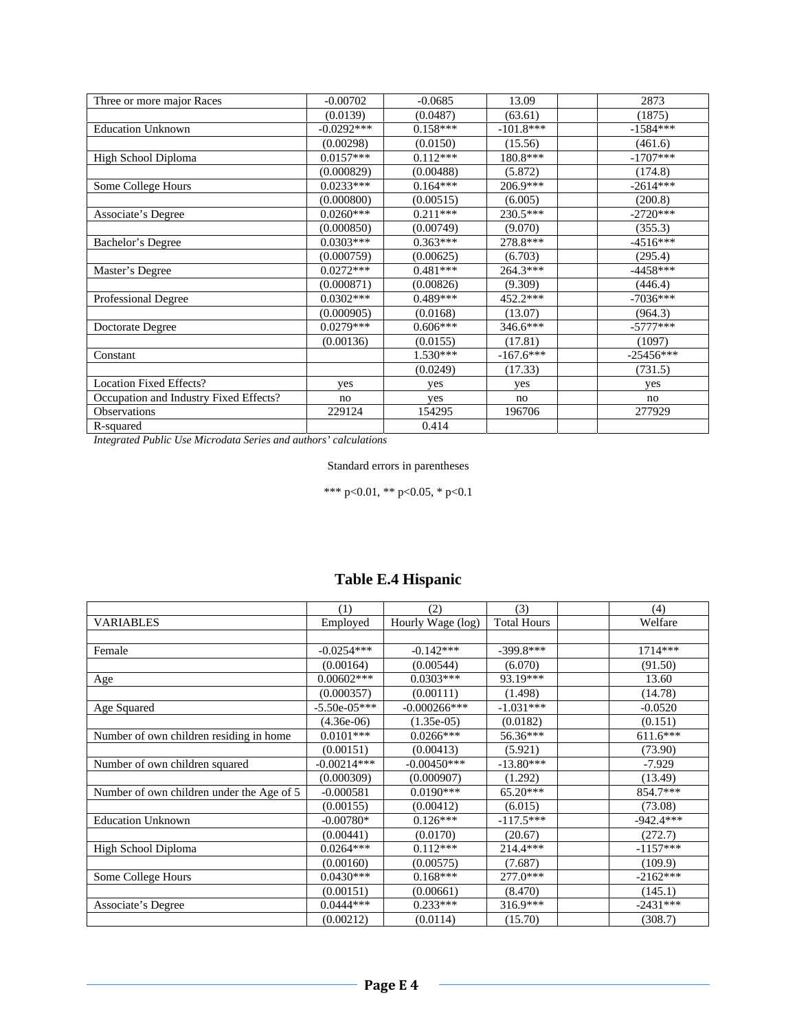| | | | | | |
|---|---|---|---|---|---|
| Three or more major Races | -0.00702 | -0.0685 | 13.09 | | 2873 |
| | (0.0139) | (0.0487) | (63.61) | | (1875) |
| Education Unknown | -0.0292*** | 0.158*** | -101.8*** | | -1584*** |
| | (0.00298) | (0.0150) | (15.56) | | (461.6) |
| High School Diploma | 0.0157*** | 0.112*** | 180.8*** | | -1707*** |
| | (0.000829) | (0.00488) | (5.872) | | (174.8) |
| Some College Hours | 0.0233*** | 0.164*** | 206.9*** | | -2614*** |
| | (0.000800) | (0.00515) | (6.005) | | (200.8) |
| Associate's Degree | 0.0260*** | 0.211*** | 230.5*** | | -2720*** |
| | (0.000850) | (0.00749) | (9.070) | | (355.3) |
| Bachelor's Degree | 0.0303*** | 0.363*** | 278.8*** | | -4516*** |
| | (0.000759) | (0.00625) | (6.703) | | (295.4) |
| Master's Degree | 0.0272*** | 0.481*** | 264.3*** | | -4458*** |
| | (0.000871) | (0.00826) | (9.309) | | (446.4) |
| Professional Degree | 0.0302*** | 0.489*** | 452.2*** | | -7036*** |
| | (0.000905) | (0.0168) | (13.07) | | (964.3) |
| Doctorate Degree | 0.0279*** | 0.606*** | 346.6*** | | -5777*** |
| | (0.00136) | (0.0155) | (17.81) | | (1097) |
| Constant | | 1.530*** | -167.6*** | | -25456*** |
| | | (0.0249) | (17.33) | | (731.5) |
| Location Fixed Effects? | yes | yes | yes | | yes |
| Occupation and Industry Fixed Effects? | no | yes | no | | no |
| Observations | 229124 | 154295 | 196706 | | 277929 |
| R-squared | | 0.414 | | | |

*Integrated Public Use Microdata Series and authors' calculations*

Standard errors in parentheses

*** p<0.01, ** p<0.05, * p<0.1

## Table E.4 Hispanic

| | (1) | (2) | (3) | | (4) |
|---|---|---|---|---|---|
| VARIABLES | Employed | Hourly Wage (log) | Total Hours | | Welfare |
| | | | | | |
| Female | -0.0254*** | -0.142*** | -399.8*** | | 1714*** |
| | (0.00164) | (0.00544) | (6.070) | | (91.50) |
| Age | 0.00602*** | 0.0303*** | 93.19*** | | 13.60 |
| | (0.000357) | (0.00111) | (1.498) | | (14.78) |
| Age Squared | -5.50e-05*** | -0.000266*** | -1.031*** | | -0.0520 |
| | (4.36e-06) | (1.35e-05) | (0.0182) | | (0.151) |
| Number of own children residing in home | 0.0101*** | 0.0266*** | 56.36*** | | 611.6*** |
| | (0.00151) | (0.00413) | (5.921) | | (73.90) |
| Number of own children squared | -0.00214*** | -0.00450*** | -13.80*** | | -7.929 |
| | (0.000309) | (0.000907) | (1.292) | | (13.49) |
| Number of own children under the Age of 5 | -0.000581 | 0.0190*** | 65.20*** | | 854.7*** |
| | (0.00155) | (0.00412) | (6.015) | | (73.08) |
| Education Unknown | -0.00780* | 0.126*** | -117.5*** | | -942.4*** |
| | (0.00441) | (0.0170) | (20.67) | | (272.7) |
| High School Diploma | 0.0264*** | 0.112*** | 214.4*** | | -1157*** |
| | (0.00160) | (0.00575) | (7.687) | | (109.9) |
| Some College Hours | 0.0430*** | 0.168*** | 277.0*** | | -2162*** |
| | (0.00151) | (0.00661) | (8.470) | | (145.1) |
| Associate's Degree | 0.0444*** | 0.233*** | 316.9*** | | -2431*** |
| | (0.00212) | (0.0114) | (15.70) | | (308.7) |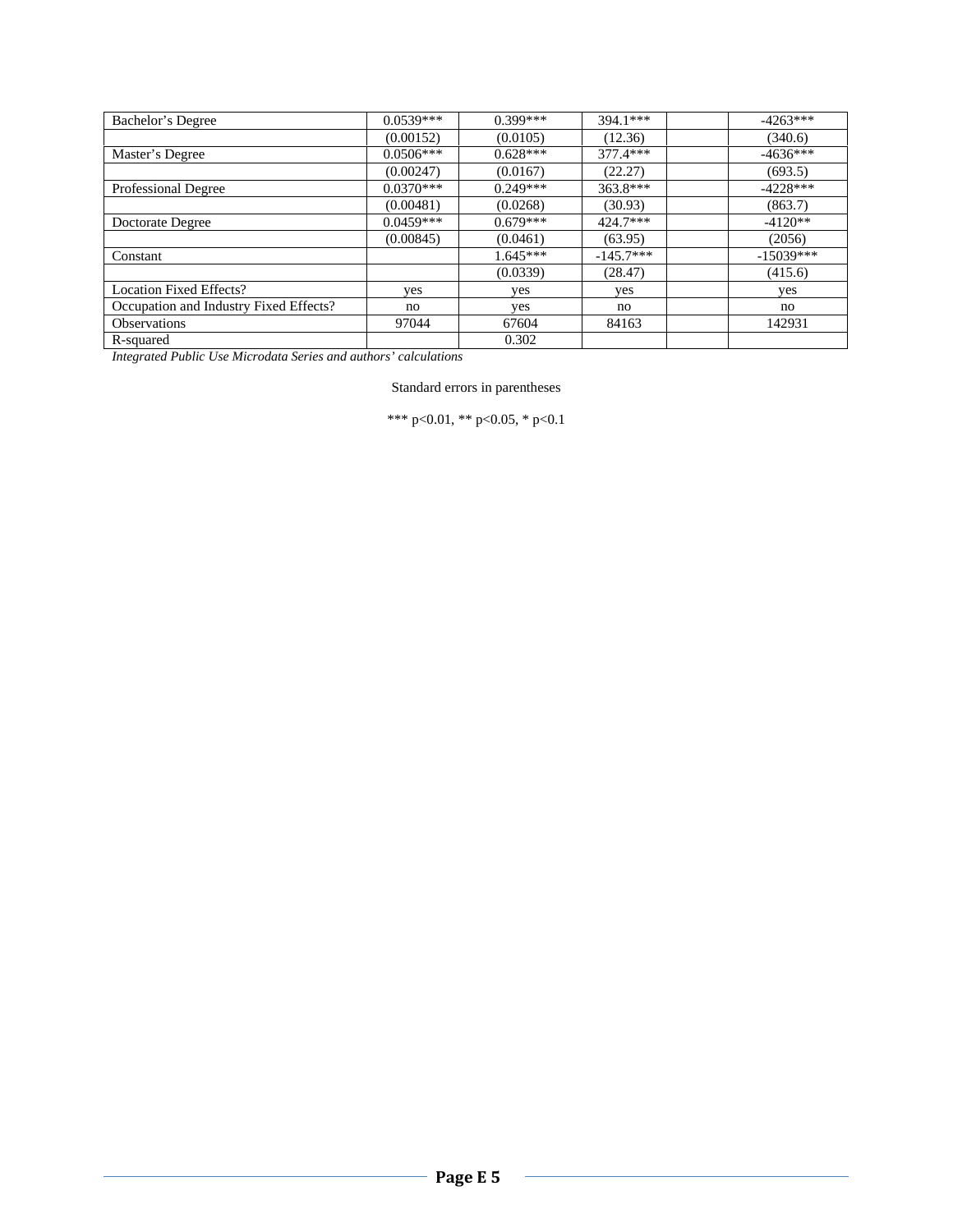| | | | | | |
|---|---|---|---|---|---|
| Bachelor's Degree | 0.0539*** | 0.399*** | 394.1*** | | -4263*** |
| | (0.00152) | (0.0105) | (12.36) | | (340.6) |
| Master's Degree | 0.0506*** | 0.628*** | 377.4*** | | -4636*** |
| | (0.00247) | (0.0167) | (22.27) | | (693.5) |
| Professional Degree | 0.0370*** | 0.249*** | 363.8*** | | -4228*** |
| | (0.00481) | (0.0268) | (30.93) | | (863.7) |
| Doctorate Degree | 0.0459*** | 0.679*** | 424.7*** | | -4120** |
| | (0.00845) | (0.0461) | (63.95) | | (2056) |
| Constant | | 1.645*** | -145.7*** | | -15039*** |
| | | (0.0339) | (28.47) | | (415.6) |
| Location Fixed Effects? | yes | yes | yes | | yes |
| Occupation and Industry Fixed Effects? | no | yes | no | | no |
| Observations | 97044 | 67604 | 84163 | | 142931 |
| R-squared | | 0.302 | | | |

*Integrated Public Use Microdata Series and authors' calculations*

Standard errors in parentheses

*** p<0.01, ** p<0.05, * p<0.1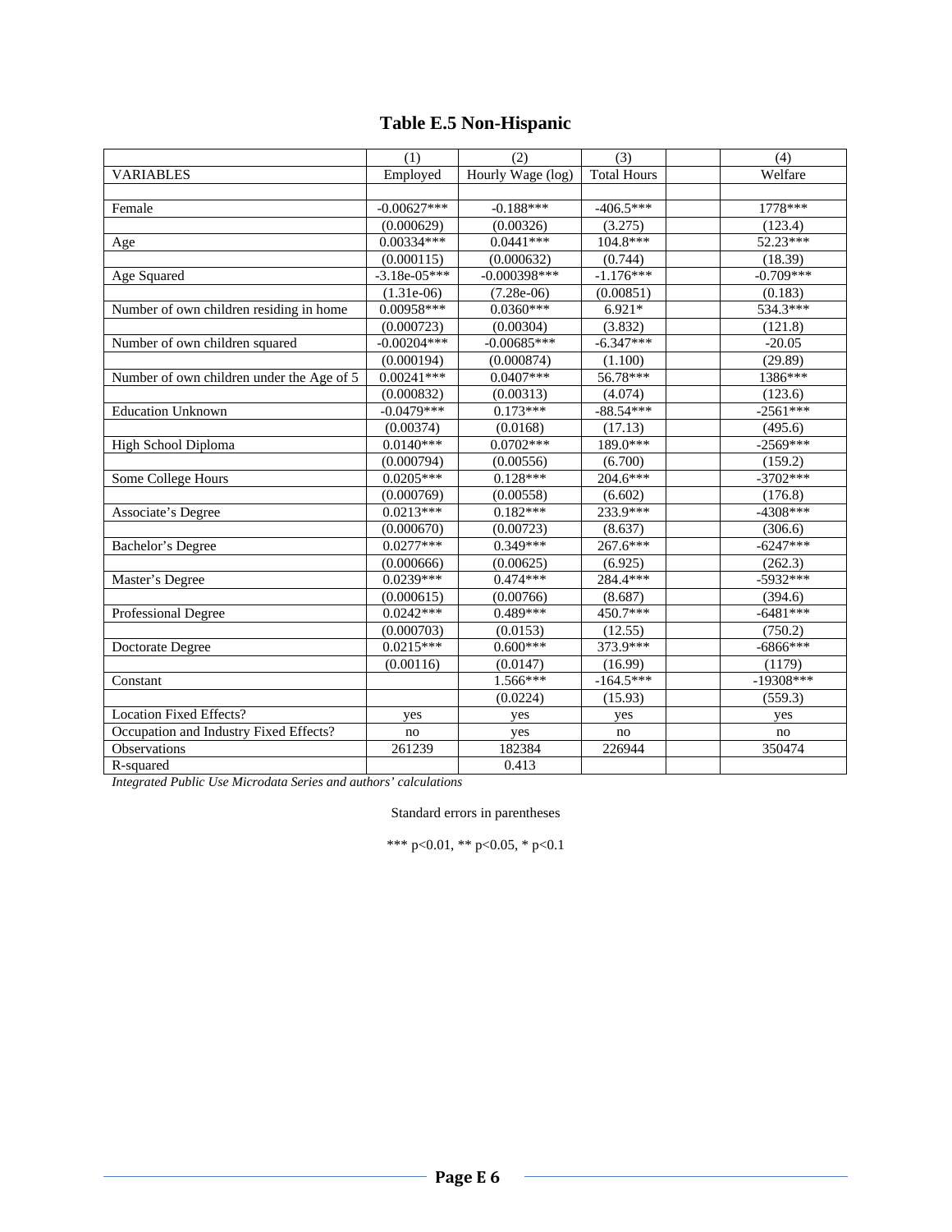# Table E.5 Non-Hispanic

| | (1) | (2) | (3) | | (4) |
|---|---|---|---|---|---|
| VARIABLES | Employed | Hourly Wage (log) | Total Hours | | Welfare |
| | | | | | |
| Female | -0.00627*** | -0.188*** | -406.5*** | | 1778*** |
| | (0.000629) | (0.00326) | (3.275) | | (123.4) |
| Age | 0.00334*** | 0.0441*** | 104.8*** | | 52.23*** |
| | (0.000115) | (0.000632) | (0.744) | | (18.39) |
| Age Squared | -3.18e-05*** | -0.000398*** | -1.176*** | | -0.709*** |
| | (1.31e-06) | (7.28e-06) | (0.00851) | | (0.183) |
| Number of own children residing in home | 0.00958*** | 0.0360*** | 6.921* | | 534.3*** |
| | (0.000723) | (0.00304) | (3.832) | | (121.8) |
| Number of own children squared | -0.00204*** | -0.00685*** | -6.347*** | | -20.05 |
| | (0.000194) | (0.000874) | (1.100) | | (29.89) |
| Number of own children under the Age of 5 | 0.00241*** | 0.0407*** | 56.78*** | | 1386*** |
| | (0.000832) | (0.00313) | (4.074) | | (123.6) |
| Education Unknown | -0.0479*** | 0.173*** | -88.54*** | | -2561*** |
| | (0.00374) | (0.0168) | (17.13) | | (495.6) |
| High School Diploma | 0.0140*** | 0.0702*** | 189.0*** | | -2569*** |
| | (0.000794) | (0.00556) | (6.700) | | (159.2) |
| Some College Hours | 0.0205*** | 0.128*** | 204.6*** | | -3702*** |
| | (0.000769) | (0.00558) | (6.602) | | (176.8) |
| Associate's Degree | 0.0213*** | 0.182*** | 233.9*** | | -4308*** |
| | (0.000670) | (0.00723) | (8.637) | | (306.6) |
| Bachelor's Degree | 0.0277*** | 0.349*** | 267.6*** | | -6247*** |
| | (0.000666) | (0.00625) | (6.925) | | (262.3) |
| Master's Degree | 0.0239*** | 0.474*** | 284.4*** | | -5932*** |
| | (0.000615) | (0.00766) | (8.687) | | (394.6) |
| Professional Degree | 0.0242*** | 0.489*** | 450.7*** | | -6481*** |
| | (0.000703) | (0.0153) | (12.55) | | (750.2) |
| Doctorate Degree | 0.0215*** | 0.600*** | 373.9*** | | -6866*** |
| | (0.00116) | (0.0147) | (16.99) | | (1179) |
| Constant | | 1.566*** | -164.5*** | | -19308*** |
| | | (0.0224) | (15.93) | | (559.3) |
| Location Fixed Effects? | yes | yes | yes | | yes |
| Occupation and Industry Fixed Effects? | no | yes | no | | no |
| Observations | 261239 | 182384 | 226944 | | 350474 |
| R-squared | | 0.413 | | | |

*Integrated Public Use Microdata Series and authors' calculations*

Standard errors in parentheses

*** p<0.01, ** p<0.05, * p<0.1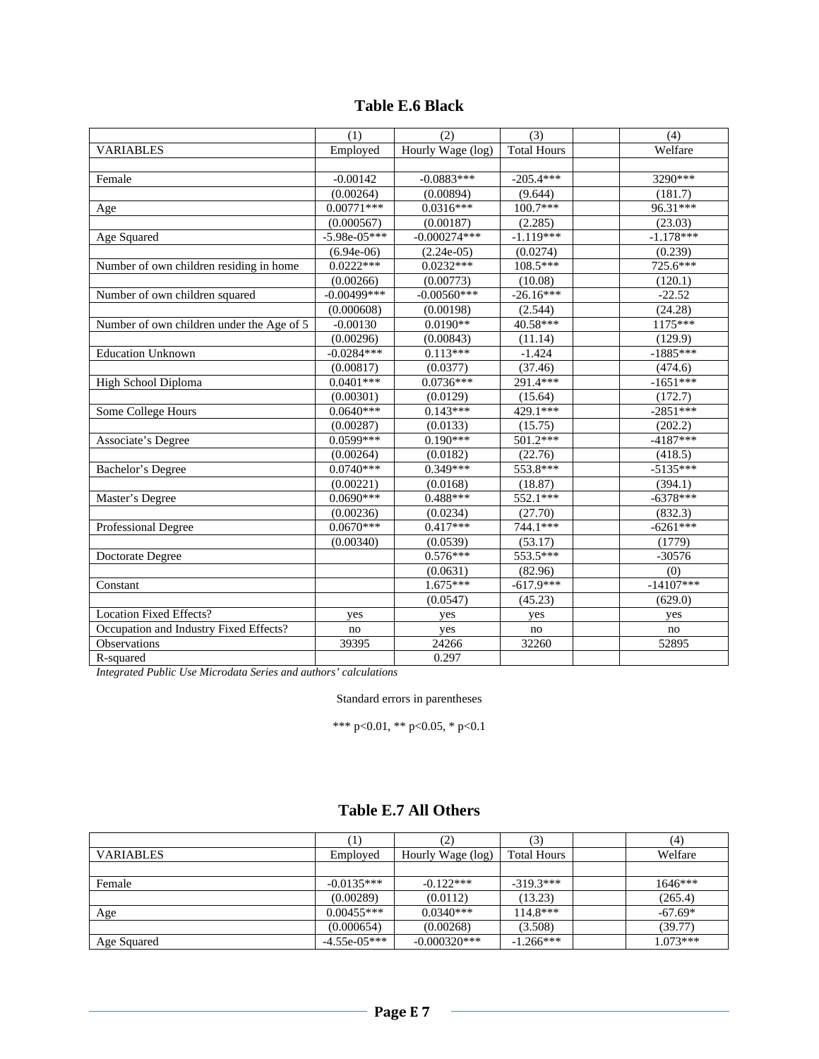## Table E.6 Black

| | (1) | (2) | (3) | | (4) |
|---|---|---|---|---|---|
| VARIABLES | Employed | Hourly Wage (log) | Total Hours | | Welfare |
| | | | | | |
| Female | -0.00142 | -0.0883*** | -205.4*** | | 3290*** |
| | (0.00264) | (0.00894) | (9.644) | | (181.7) |
| Age | 0.00771*** | 0.0316*** | 100.7*** | | 96.31*** |
| | (0.000567) | (0.00187) | (2.285) | | (23.03) |
| Age Squared | -5.98e-05*** | -0.000274*** | -1.119*** | | -1.178*** |
| | (6.94e-06) | (2.24e-05) | (0.0274) | | (0.239) |
| Number of own children residing in home | 0.0222*** | 0.0232*** | 108.5*** | | 725.6*** |
| | (0.00266) | (0.00773) | (10.08) | | (120.1) |
| Number of own children squared | -0.00499*** | -0.00560*** | -26.16*** | | -22.52 |
| | (0.000608) | (0.00198) | (2.544) | | (24.28) |
| Number of own children under the Age of 5 | -0.00130 | 0.0190** | 40.58*** | | 1175*** |
| | (0.00296) | (0.00843) | (11.14) | | (129.9) |
| Education Unknown | -0.0284*** | 0.113*** | -1.424 | | -1885*** |
| | (0.00817) | (0.0377) | (37.46) | | (474.6) |
| High School Diploma | 0.0401*** | 0.0736*** | 291.4*** | | -1651*** |
| | (0.00301) | (0.0129) | (15.64) | | (172.7) |
| Some College Hours | 0.0640*** | 0.143*** | 429.1*** | | -2851*** |
| | (0.00287) | (0.0133) | (15.75) | | (202.2) |
| Associate's Degree | 0.0599*** | 0.190*** | 501.2*** | | -4187*** |
| | (0.00264) | (0.0182) | (22.76) | | (418.5) |
| Bachelor's Degree | 0.0740*** | 0.349*** | 553.8*** | | -5135*** |
| | (0.00221) | (0.0168) | (18.87) | | (394.1) |
| Master's Degree | 0.0690*** | 0.488*** | 552.1*** | | -6378*** |
| | (0.00236) | (0.0234) | (27.70) | | (832.3) |
| Professional Degree | 0.0670*** | 0.417*** | 744.1*** | | -6261*** |
| | (0.00340) | (0.0539) | (53.17) | | (1779) |
| Doctorate Degree | | 0.576*** | 553.5*** | | -30576 |
| | | (0.0631) | (82.96) | | (0) |
| Constant | | 1.675*** | -617.9*** | | -14107*** |
| | | (0.0547) | (45.23) | | (629.0) |
| Location Fixed Effects? | yes | yes | yes | | yes |
| Occupation and Industry Fixed Effects? | no | yes | no | | no |
| Observations | 39395 | 24266 | 32260 | | 52895 |
| R-squared | | 0.297 | | | |

*Integrated Public Use Microdata Series and authors' calculations*

Standard errors in parentheses

*** p<0.01, ** p<0.05, * p<0.1

## Table E.7 All Others

| | (1) | (2) | (3) | | (4) |
|---|---|---|---|---|---|
| VARIABLES | Employed | Hourly Wage (log) | Total Hours | | Welfare |
| | | | | | |
| Female | -0.0135*** | -0.122*** | -319.3*** | | 1646*** |
| | (0.00289) | (0.0112) | (13.23) | | (265.4) |
| Age | 0.00455*** | 0.0340*** | 114.8*** | | -67.69* |
| | (0.000654) | (0.00268) | (3.508) | | (39.77) |
| Age Squared | -4.55e-05*** | -0.000320*** | -1.266*** | | 1.073*** |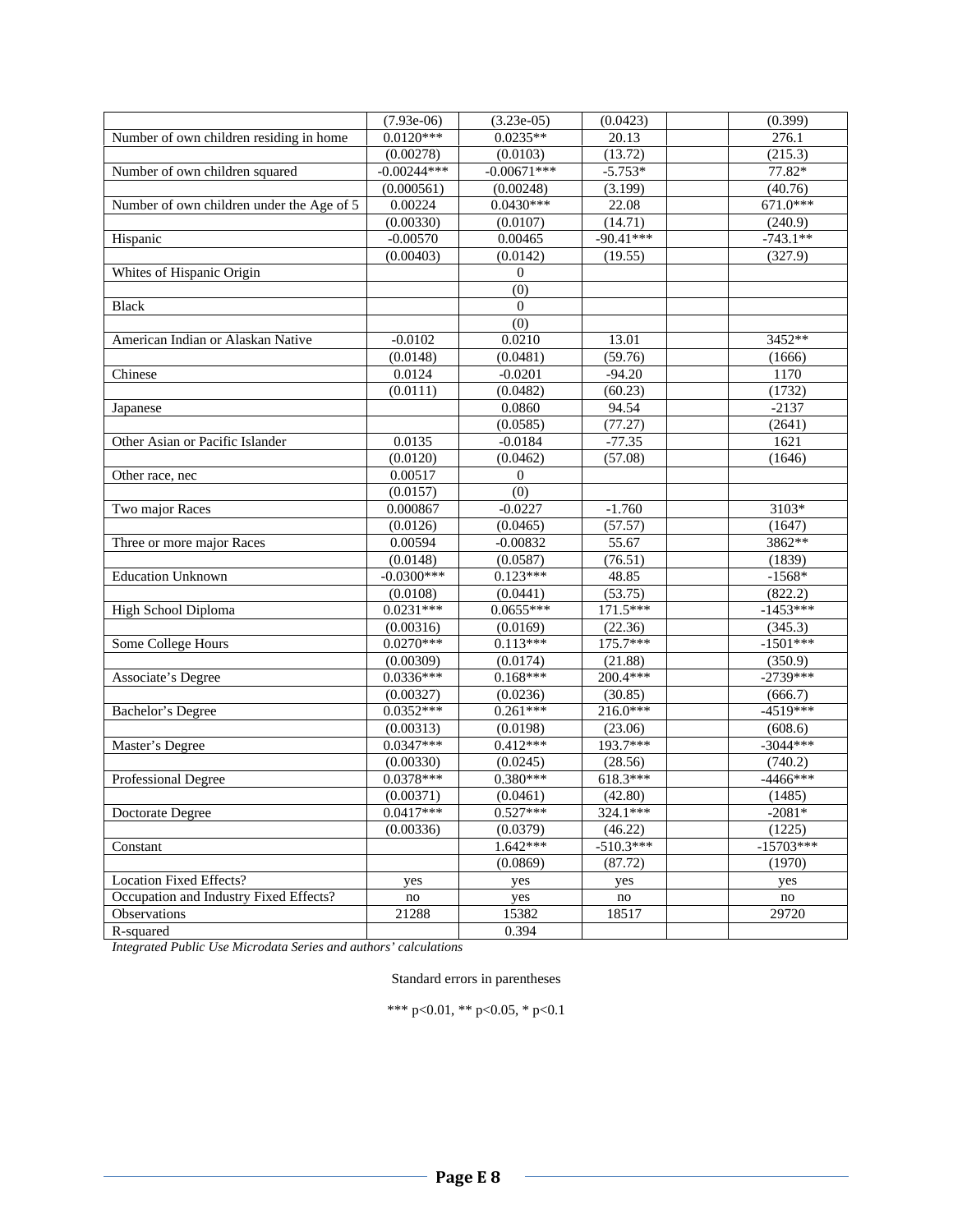| | | | | | |
|---|---|---|---|---|---|
| | (7.93e-06) | (3.23e-05) | (0.0423) | | (0.399) |
| Number of own children residing in home | 0.0120*** | 0.0235** | 20.13 | | 276.1 |
| | (0.00278) | (0.0103) | (13.72) | | (215.3) |
| Number of own children squared | -0.00244*** | -0.00671*** | -5.753* | | 77.82* |
| | (0.000561) | (0.00248) | (3.199) | | (40.76) |
| Number of own children under the Age of 5 | 0.00224 | 0.0430*** | 22.08 | | 671.0*** |
| | (0.00330) | (0.0107) | (14.71) | | (240.9) |
| Hispanic | -0.00570 | 0.00465 | -90.41*** | | -743.1** |
| | (0.00403) | (0.0142) | (19.55) | | (327.9) |
| Whites of Hispanic Origin | | 0 | | | |
| | | (0) | | | |
| Black | | 0 | | | |
| | | (0) | | | |
| American Indian or Alaskan Native | -0.0102 | 0.0210 | 13.01 | | 3452** |
| | (0.0148) | (0.0481) | (59.76) | | (1666) |
| Chinese | 0.0124 | -0.0201 | -94.20 | | 1170 |
| | (0.0111) | (0.0482) | (60.23) | | (1732) |
| Japanese | | 0.0860 | 94.54 | | -2137 |
| | | (0.0585) | (77.27) | | (2641) |
| Other Asian or Pacific Islander | 0.0135 | -0.0184 | -77.35 | | 1621 |
| | (0.0120) | (0.0462) | (57.08) | | (1646) |
| Other race, nec | 0.00517 | 0 | | | |
| | (0.0157) | (0) | | | |
| Two major Races | 0.000867 | -0.0227 | -1.760 | | 3103* |
| | (0.0126) | (0.0465) | (57.57) | | (1647) |
| Three or more major Races | 0.00594 | -0.00832 | 55.67 | | 3862** |
| | (0.0148) | (0.0587) | (76.51) | | (1839) |
| Education Unknown | -0.0300*** | 0.123*** | 48.85 | | -1568* |
| | (0.0108) | (0.0441) | (53.75) | | (822.2) |
| High School Diploma | 0.0231*** | 0.0655*** | 171.5*** | | -1453*** |
| | (0.00316) | (0.0169) | (22.36) | | (345.3) |
| Some College Hours | 0.0270*** | 0.113*** | 175.7*** | | -1501*** |
| | (0.00309) | (0.0174) | (21.88) | | (350.9) |
| Associate's Degree | 0.0336*** | 0.168*** | 200.4*** | | -2739*** |
| | (0.00327) | (0.0236) | (30.85) | | (666.7) |
| Bachelor's Degree | 0.0352*** | 0.261*** | 216.0*** | | -4519*** |
| | (0.00313) | (0.0198) | (23.06) | | (608.6) |
| Master's Degree | 0.0347*** | 0.412*** | 193.7*** | | -3044*** |
| | (0.00330) | (0.0245) | (28.56) | | (740.2) |
| Professional Degree | 0.0378*** | 0.380*** | 618.3*** | | -4466*** |
| | (0.00371) | (0.0461) | (42.80) | | (1485) |
| Doctorate Degree | 0.0417*** | 0.527*** | 324.1*** | | -2081* |
| | (0.00336) | (0.0379) | (46.22) | | (1225) |
| Constant | | 1.642*** | -510.3*** | | -15703*** |
| | | (0.0869) | (87.72) | | (1970) |
| Location Fixed Effects? | yes | yes | yes | | yes |
| Occupation and Industry Fixed Effects? | no | yes | no | | no |
| Observations | 21288 | 15382 | 18517 | | 29720 |
| R-squared | | 0.394 | | | |

*Integrated Public Use Microdata Series and authors' calculations*

Standard errors in parentheses

*** p<0.01, ** p<0.05, * p<0.1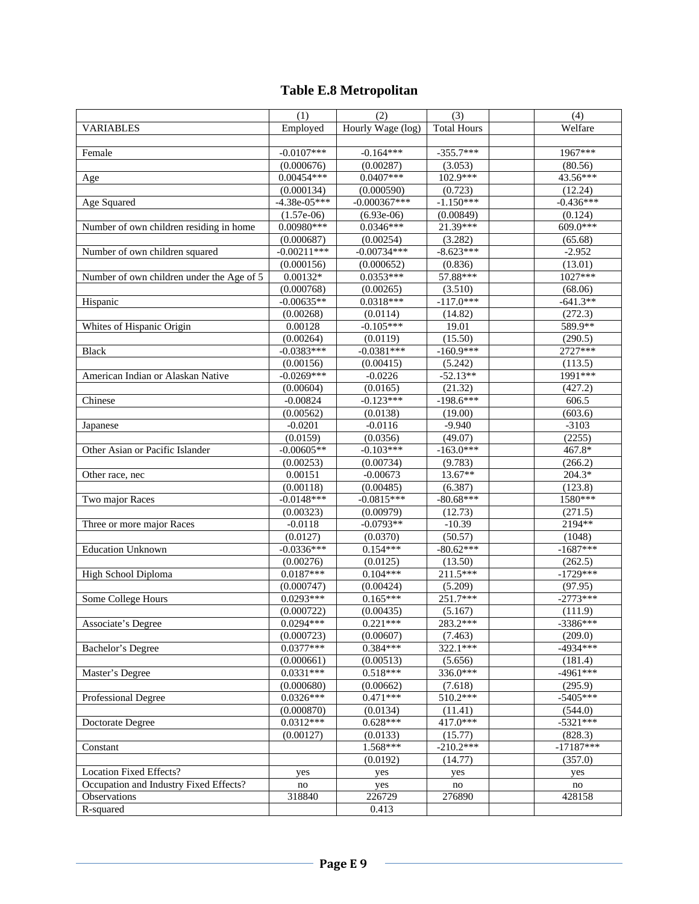# Table E.8 Metropolitan

| | (1) | (2) | (3) | | (4) |
|---|---|---|---|---|---|
| VARIABLES | Employed | Hourly Wage (log) | Total Hours | | Welfare |
| | | | | | |
| Female | -0.0107*** | -0.164*** | -355.7*** | | 1967*** |
| | (0.000676) | (0.00287) | (3.053) | | (80.56) |
| Age | 0.00454*** | 0.0407*** | 102.9*** | | 43.56*** |
| | (0.000134) | (0.000590) | (0.723) | | (12.24) |
| Age Squared | -4.38e-05*** | -0.000367*** | -1.150*** | | -0.436*** |
| | (1.57e-06) | (6.93e-06) | (0.00849) | | (0.124) |
| Number of own children residing in home | 0.00980*** | 0.0346*** | 21.39*** | | 609.0*** |
| | (0.000687) | (0.00254) | (3.282) | | (65.68) |
| Number of own children squared | -0.00211*** | -0.00734*** | -8.623*** | | -2.952 |
| | (0.000156) | (0.000652) | (0.836) | | (13.01) |
| Number of own children under the Age of 5 | 0.00132* | 0.0353*** | 57.88*** | | 1027*** |
| | (0.000768) | (0.00265) | (3.510) | | (68.06) |
| Hispanic | -0.00635** | 0.0318*** | -117.0*** | | -641.3** |
| | (0.00268) | (0.0114) | (14.82) | | (272.3) |
| Whites of Hispanic Origin | 0.00128 | -0.105*** | 19.01 | | 589.9** |
| | (0.00264) | (0.0119) | (15.50) | | (290.5) |
| Black | -0.0383*** | -0.0381*** | -160.9*** | | 2727*** |
| | (0.00156) | (0.00415) | (5.242) | | (113.5) |
| American Indian or Alaskan Native | -0.0269*** | -0.0226 | -52.13** | | 1991*** |
| | (0.00604) | (0.0165) | (21.32) | | (427.2) |
| Chinese | -0.00824 | -0.123*** | -198.6*** | | 606.5 |
| | (0.00562) | (0.0138) | (19.00) | | (603.6) |
| Japanese | -0.0201 | -0.0116 | -9.940 | | -3103 |
| | (0.0159) | (0.0356) | (49.07) | | (2255) |
| Other Asian or Pacific Islander | -0.00605** | -0.103*** | -163.0*** | | 467.8* |
| | (0.00253) | (0.00734) | (9.783) | | (266.2) |
| Other race, nec | 0.00151 | -0.00673 | 13.67** | | 204.3* |
| | (0.00118) | (0.00485) | (6.387) | | (123.8) |
| Two major Races | -0.0148*** | -0.0815*** | -80.68*** | | 1580*** |
| | (0.00323) | (0.00979) | (12.73) | | (271.5) |
| Three or more major Races | -0.0118 | -0.0793** | -10.39 | | 2194** |
| | (0.0127) | (0.0370) | (50.57) | | (1048) |
| Education Unknown | -0.0336*** | 0.154*** | -80.62*** | | -1687*** |
| | (0.00276) | (0.0125) | (13.50) | | (262.5) |
| High School Diploma | 0.0187*** | 0.104*** | 211.5*** | | -1729*** |
| | (0.000747) | (0.00424) | (5.209) | | (97.95) |
| Some College Hours | 0.0293*** | 0.165*** | 251.7*** | | -2773*** |
| | (0.000722) | (0.00435) | (5.167) | | (111.9) |
| Associate's Degree | 0.0294*** | 0.221*** | 283.2*** | | -3386*** |
| | (0.000723) | (0.00607) | (7.463) | | (209.0) |
| Bachelor's Degree | 0.0377*** | 0.384*** | 322.1*** | | -4934*** |
| | (0.000661) | (0.00513) | (5.656) | | (181.4) |
| Master's Degree | 0.0331*** | 0.518*** | 336.0*** | | -4961*** |
| | (0.000680) | (0.00662) | (7.618) | | (295.9) |
| Professional Degree | 0.0326*** | 0.471*** | 510.2*** | | -5405*** |
| | (0.000870) | (0.0134) | (11.41) | | (544.0) |
| Doctorate Degree | 0.0312*** | 0.628*** | 417.0*** | | -5321*** |
| | (0.00127) | (0.0133) | (15.77) | | (828.3) |
| Constant | | 1.568*** | -210.2*** | | -17187*** |
| | | (0.0192) | (14.77) | | (357.0) |
| Location Fixed Effects? | yes | yes | yes | | yes |
| Occupation and Industry Fixed Effects? | no | yes | no | | no |
| Observations | 318840 | 226729 | 276890 | | 428158 |
| R-squared | | 0.413 | | | |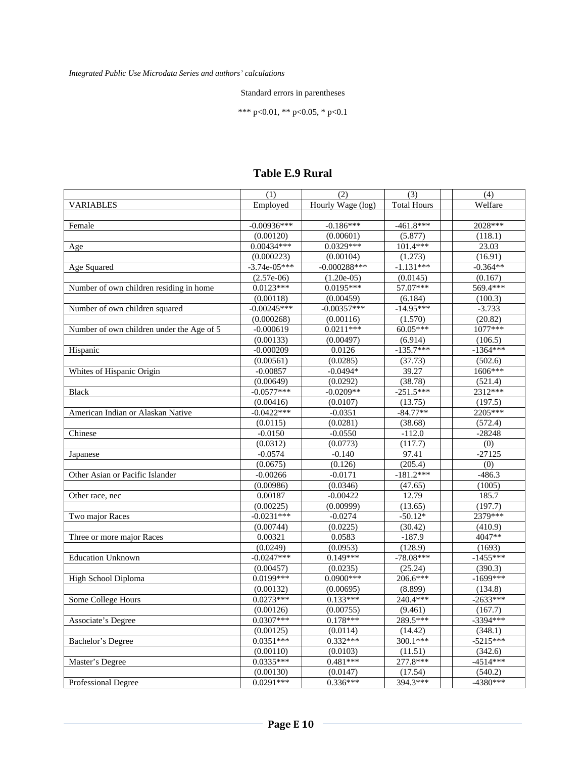*Integrated Public Use Microdata Series and authors' calculations*

Standard errors in parentheses

*** p<0.01, ** p<0.05, * p<0.1

## Table E.9 Rural

| | (1) | (2) | (3) | | (4) |
|---|---|---|---|---|---|
| VARIABLES | Employed | Hourly Wage (log) | Total Hours | | Welfare |
| | | | | | |
| Female | -0.00936*** | -0.186*** | -461.8*** | | 2028*** |
| | (0.00120) | (0.00601) | (5.877) | | (118.1) |
| Age | 0.00434*** | 0.0329*** | 101.4*** | | 23.03 |
| | (0.000223) | (0.00104) | (1.273) | | (16.91) |
| Age Squared | -3.74e-05*** | -0.000288*** | -1.131*** | | -0.364** |
| | (2.57e-06) | (1.20e-05) | (0.0145) | | (0.167) |
| Number of own children residing in home | 0.0123*** | 0.0195*** | 57.07*** | | 569.4*** |
| | (0.00118) | (0.00459) | (6.184) | | (100.3) |
| Number of own children squared | -0.00245*** | -0.00357*** | -14.95*** | | -3.733 |
| | (0.000268) | (0.00116) | (1.570) | | (20.82) |
| Number of own children under the Age of 5 | -0.000619 | 0.0211*** | 60.05*** | | 1077*** |
| | (0.00133) | (0.00497) | (6.914) | | (106.5) |
| Hispanic | -0.000209 | 0.0126 | -135.7*** | | -1364*** |
| | (0.00561) | (0.0285) | (37.73) | | (502.6) |
| Whites of Hispanic Origin | -0.00857 | -0.0494* | 39.27 | | 1606*** |
| | (0.00649) | (0.0292) | (38.78) | | (521.4) |
| Black | -0.0577*** | -0.0209** | -251.5*** | | 2312*** |
| | (0.00416) | (0.0107) | (13.75) | | (197.5) |
| American Indian or Alaskan Native | -0.0422*** | -0.0351 | -84.77** | | 2205*** |
| | (0.0115) | (0.0281) | (38.68) | | (572.4) |
| Chinese | -0.0150 | -0.0550 | -112.0 | | -28248 |
| | (0.0312) | (0.0773) | (117.7) | | (0) |
| Japanese | -0.0574 | -0.140 | 97.41 | | -27125 |
| | (0.0675) | (0.126) | (205.4) | | (0) |
| Other Asian or Pacific Islander | -0.00266 | -0.0171 | -181.2*** | | -486.3 |
| | (0.00986) | (0.0346) | (47.65) | | (1005) |
| Other race, nec | 0.00187 | -0.00422 | 12.79 | | 185.7 |
| | (0.00225) | (0.00999) | (13.65) | | (197.7) |
| Two major Races | -0.0231*** | -0.0274 | -50.12* | | 2379*** |
| | (0.00744) | (0.0225) | (30.42) | | (410.9) |
| Three or more major Races | 0.00321 | 0.0583 | -187.9 | | 4047** |
| | (0.0249) | (0.0953) | (128.9) | | (1693) |
| Education Unknown | -0.0247*** | 0.149*** | -78.08*** | | -1455*** |
| | (0.00457) | (0.0235) | (25.24) | | (390.3) |
| High School Diploma | 0.0199*** | 0.0900*** | 206.6*** | | -1699*** |
| | (0.00132) | (0.00695) | (8.899) | | (134.8) |
| Some College Hours | 0.0273*** | 0.133*** | 240.4*** | | -2633*** |
| | (0.00126) | (0.00755) | (9.461) | | (167.7) |
| Associate's Degree | 0.0307*** | 0.178*** | 289.5*** | | -3394*** |
| | (0.00125) | (0.0114) | (14.42) | | (348.1) |
| Bachelor's Degree | 0.0351*** | 0.332*** | 300.1*** | | -5215*** |
| | (0.00110) | (0.0103) | (11.51) | | (342.6) |
| Master's Degree | 0.0335*** | 0.481*** | 277.8*** | | -4514*** |
| | (0.00130) | (0.0147) | (17.54) | | (540.2) |
| Professional Degree | 0.0291*** | 0.336*** | 394.3*** | | -4380*** |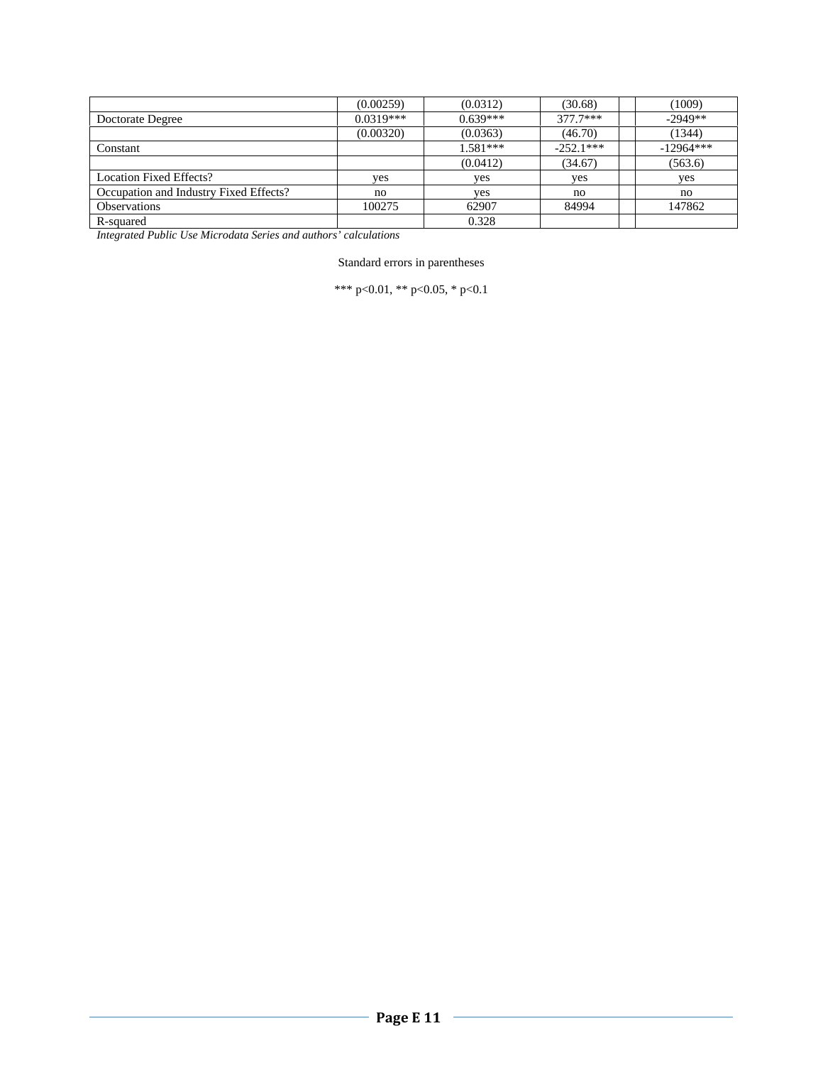| | | | | | |
|---|---|---|---|---|---|
| | (0.00259) | (0.0312) | (30.68) | | (1009) |
| Doctorate Degree | 0.0319*** | 0.639*** | 377.7*** | | -2949** |
| | (0.00320) | (0.0363) | (46.70) | | (1344) |
| Constant | | 1.581*** | -252.1*** | | -12964*** |
| | | (0.0412) | (34.67) | | (563.6) |
| Location Fixed Effects? | yes | yes | yes | | yes |
| Occupation and Industry Fixed Effects? | no | yes | no | | no |
| Observations | 100275 | 62907 | 84994 | | 147862 |
| R-squared | | 0.328 | | | |

*Integrated Public Use Microdata Series and authors' calculations*

Standard errors in parentheses

*** p<0.01, ** p<0.05, * p<0.1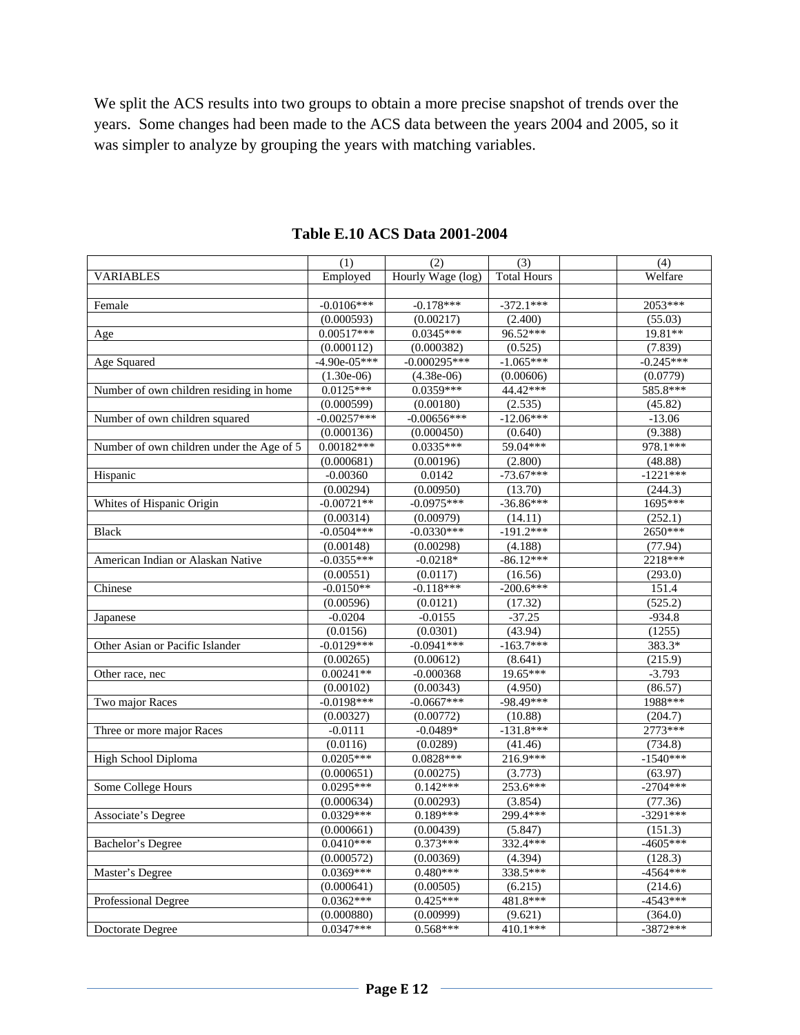We split the ACS results into two groups to obtain a more precise snapshot of trends over the years. Some changes had been made to the ACS data between the years 2004 and 2005, so it was simpler to analyze by grouping the years with matching variables.

**Table E.10 ACS Data 2001-2004**

| | (1) | (2) | (3) | | (4) |
|---|---|---|---|---|---|
| VARIABLES | Employed | Hourly Wage (log) | Total Hours | | Welfare |
| | | | | | |
| Female | -0.0106*** | -0.178*** | -372.1*** | | 2053*** |
| | (0.000593) | (0.00217) | (2.400) | | (55.03) |
| Age | 0.00517*** | 0.0345*** | 96.52*** | | 19.81** |
| | (0.000112) | (0.000382) | (0.525) | | (7.839) |
| Age Squared | -4.90e-05*** | -0.000295*** | -1.065*** | | -0.245*** |
| | (1.30e-06) | (4.38e-06) | (0.00606) | | (0.0779) |
| Number of own children residing in home | 0.0125*** | 0.0359*** | 44.42*** | | 585.8*** |
| | (0.000599) | (0.00180) | (2.535) | | (45.82) |
| Number of own children squared | -0.00257*** | -0.00656*** | -12.06*** | | -13.06 |
| | (0.000136) | (0.000450) | (0.640) | | (9.388) |
| Number of own children under the Age of 5 | 0.00182*** | 0.0335*** | 59.04*** | | 978.1*** |
| | (0.000681) | (0.00196) | (2.800) | | (48.88) |
| Hispanic | -0.00360 | 0.0142 | -73.67*** | | -1221*** |
| | (0.00294) | (0.00950) | (13.70) | | (244.3) |
| Whites of Hispanic Origin | -0.00721** | -0.0975*** | -36.86*** | | 1695*** |
| | (0.00314) | (0.00979) | (14.11) | | (252.1) |
| Black | -0.0504*** | -0.0330*** | -191.2*** | | 2650*** |
| | (0.00148) | (0.00298) | (4.188) | | (77.94) |
| American Indian or Alaskan Native | -0.0355*** | -0.0218* | -86.12*** | | 2218*** |
| | (0.00551) | (0.0117) | (16.56) | | (293.0) |
| Chinese | -0.0150** | -0.118*** | -200.6*** | | 151.4 |
| | (0.00596) | (0.0121) | (17.32) | | (525.2) |
| Japanese | -0.0204 | -0.0155 | -37.25 | | -934.8 |
| | (0.0156) | (0.0301) | (43.94) | | (1255) |
| Other Asian or Pacific Islander | -0.0129*** | -0.0941*** | -163.7*** | | 383.3* |
| | (0.00265) | (0.00612) | (8.641) | | (215.9) |
| Other race, nec | 0.00241** | -0.000368 | 19.65*** | | -3.793 |
| | (0.00102) | (0.00343) | (4.950) | | (86.57) |
| Two major Races | -0.0198*** | -0.0667*** | -98.49*** | | 1988*** |
| | (0.00327) | (0.00772) | (10.88) | | (204.7) |
| Three or more major Races | -0.0111 | -0.0489* | -131.8*** | | 2773*** |
| | (0.0116) | (0.0289) | (41.46) | | (734.8) |
| High School Diploma | 0.0205*** | 0.0828*** | 216.9*** | | -1540*** |
| | (0.000651) | (0.00275) | (3.773) | | (63.97) |
| Some College Hours | 0.0295*** | 0.142*** | 253.6*** | | -2704*** |
| | (0.000634) | (0.00293) | (3.854) | | (77.36) |
| Associate's Degree | 0.0329*** | 0.189*** | 299.4*** | | -3291*** |
| | (0.000661) | (0.00439) | (5.847) | | (151.3) |
| Bachelor's Degree | 0.0410*** | 0.373*** | 332.4*** | | -4605*** |
| | (0.000572) | (0.00369) | (4.394) | | (128.3) |
| Master's Degree | 0.0369*** | 0.480*** | 338.5*** | | -4564*** |
| | (0.000641) | (0.00505) | (6.215) | | (214.6) |
| Professional Degree | 0.0362*** | 0.425*** | 481.8*** | | -4543*** |
| | (0.000880) | (0.00999) | (9.621) | | (364.0) |
| Doctorate Degree | 0.0347*** | 0.568*** | 410.1*** | | -3872*** |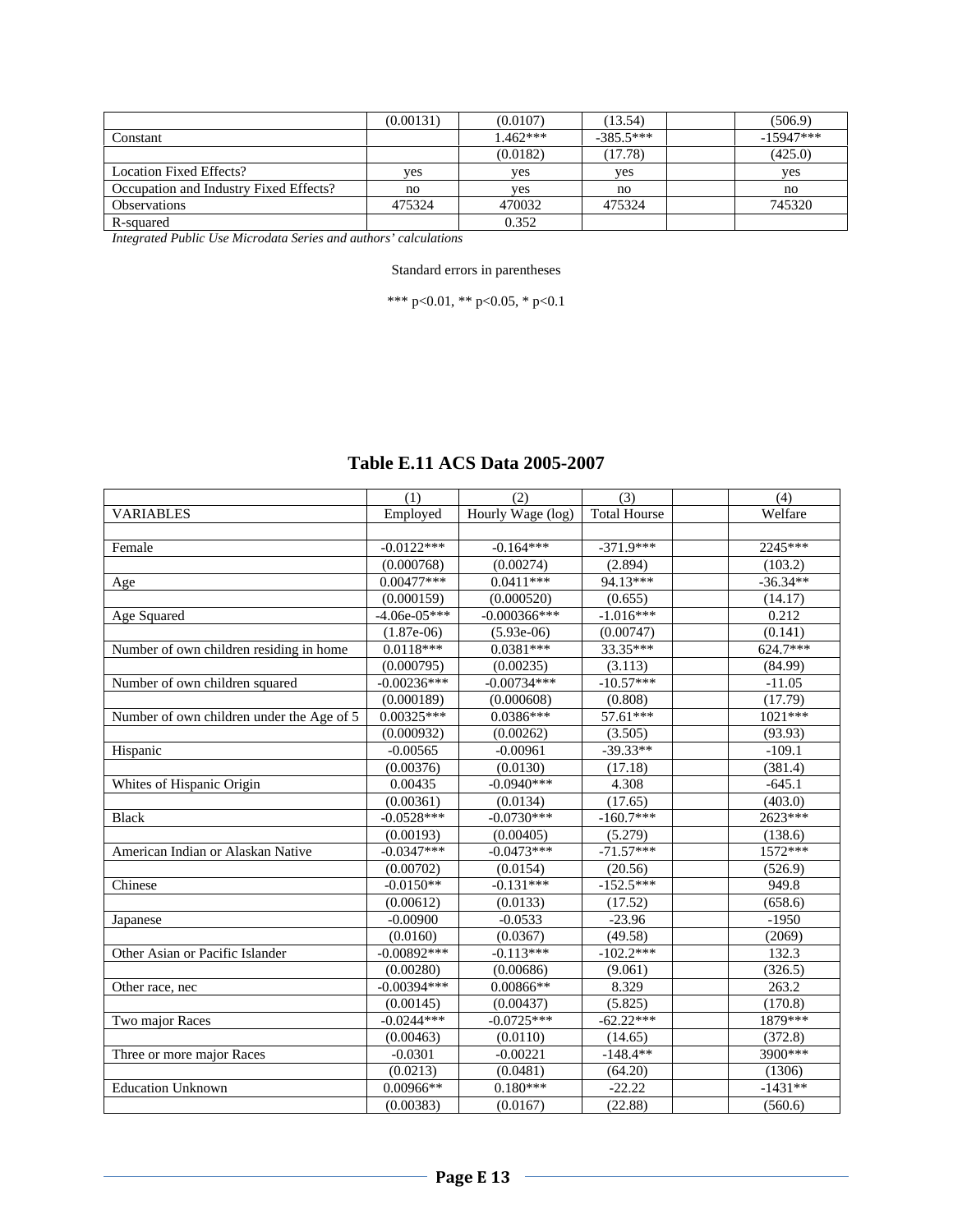|  |  |  |  |  |  |
|---|---|---|---|---|---|
|  | (0.00131) | (0.0107) | (13.54) |  | (506.9) |
| Constant |  | 1.462*** | -385.5*** |  | -15947*** |
|  |  | (0.0182) | (17.78) |  | (425.0) |
| Location Fixed Effects? | yes | yes | yes |  | yes |
| Occupation and Industry Fixed Effects? | no | yes | no |  | no |
| Observations | 475324 | 470032 | 475324 |  | 745320 |
| R-squared |  | 0.352 |  |  |  |

*Integrated Public Use Microdata Series and authors' calculations*

Standard errors in parentheses

*** p<0.01, ** p<0.05, * p<0.1

## Table E.11 ACS Data 2005-2007

|  | (1) | (2) | (3) |  | (4) |
|---|---|---|---|---|---|
| VARIABLES | Employed | Hourly Wage (log) | Total Hourse |  | Welfare |
|  |  |  |  |  |  |
| Female | -0.0122*** | -0.164*** | -371.9*** |  | 2245*** |
|  | (0.000768) | (0.00274) | (2.894) |  | (103.2) |
| Age | 0.00477*** | 0.0411*** | 94.13*** |  | -36.34** |
|  | (0.000159) | (0.000520) | (0.655) |  | (14.17) |
| Age Squared | -4.06e-05*** | -0.000366*** | -1.016*** |  | 0.212 |
|  | (1.87e-06) | (5.93e-06) | (0.00747) |  | (0.141) |
| Number of own children residing in home | 0.0118*** | 0.0381*** | 33.35*** |  | 624.7*** |
|  | (0.000795) | (0.00235) | (3.113) |  | (84.99) |
| Number of own children squared | -0.00236*** | -0.00734*** | -10.57*** |  | -11.05 |
|  | (0.000189) | (0.000608) | (0.808) |  | (17.79) |
| Number of own children under the Age of 5 | 0.00325*** | 0.0386*** | 57.61*** |  | 1021*** |
|  | (0.000932) | (0.00262) | (3.505) |  | (93.93) |
| Hispanic | -0.00565 | -0.00961 | -39.33** |  | -109.1 |
|  | (0.00376) | (0.0130) | (17.18) |  | (381.4) |
| Whites of Hispanic Origin | 0.00435 | -0.0940*** | 4.308 |  | -645.1 |
|  | (0.00361) | (0.0134) | (17.65) |  | (403.0) |
| Black | -0.0528*** | -0.0730*** | -160.7*** |  | 2623*** |
|  | (0.00193) | (0.00405) | (5.279) |  | (138.6) |
| American Indian or Alaskan Native | -0.0347*** | -0.0473*** | -71.57*** |  | 1572*** |
|  | (0.00702) | (0.0154) | (20.56) |  | (526.9) |
| Chinese | -0.0150** | -0.131*** | -152.5*** |  | 949.8 |
|  | (0.00612) | (0.0133) | (17.52) |  | (658.6) |
| Japanese | -0.00900 | -0.0533 | -23.96 |  | -1950 |
|  | (0.0160) | (0.0367) | (49.58) |  | (2069) |
| Other Asian or Pacific Islander | -0.00892*** | -0.113*** | -102.2*** |  | 132.3 |
|  | (0.00280) | (0.00686) | (9.061) |  | (326.5) |
| Other race, nec | -0.00394*** | 0.00866** | 8.329 |  | 263.2 |
|  | (0.00145) | (0.00437) | (5.825) |  | (170.8) |
| Two major Races | -0.0244*** | -0.0725*** | -62.22*** |  | 1879*** |
|  | (0.00463) | (0.0110) | (14.65) |  | (372.8) |
| Three or more major Races | -0.0301 | -0.00221 | -148.4** |  | 3900*** |
|  | (0.0213) | (0.0481) | (64.20) |  | (1306) |
| Education Unknown | 0.00966** | 0.180*** | -22.22 |  | -1431** |
|  | (0.00383) | (0.0167) | (22.88) |  | (560.6) |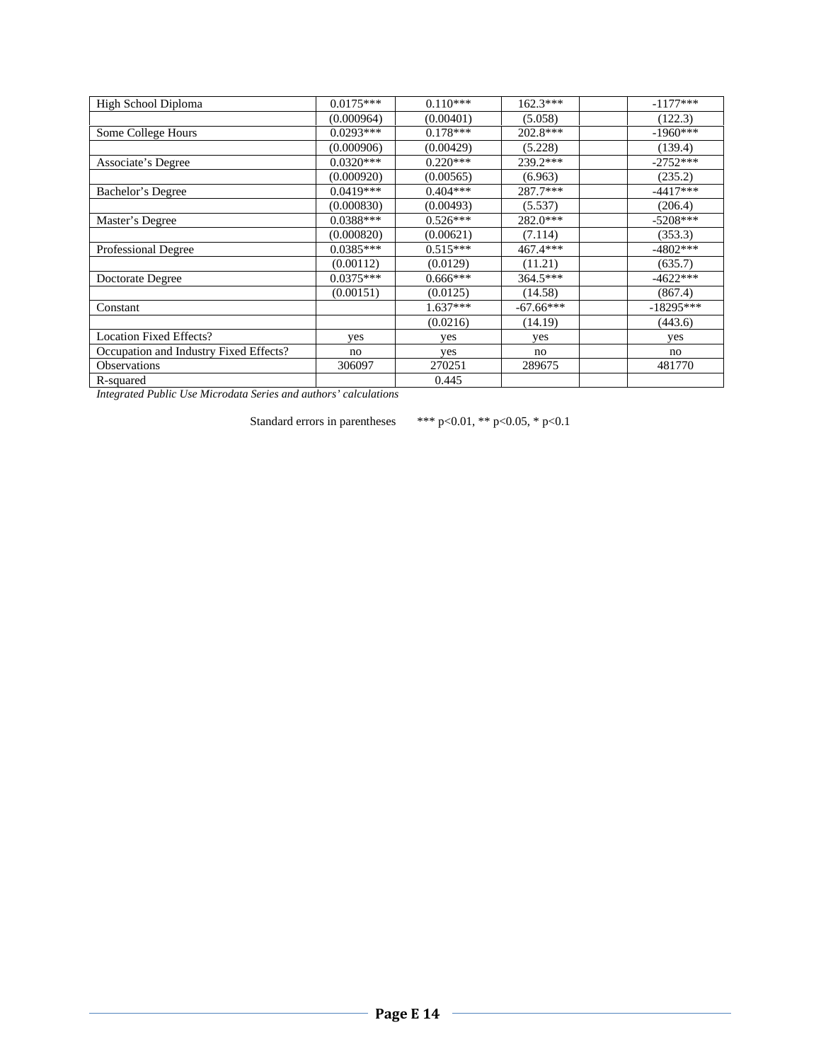| | | | | | |
|---|---|---|---|---|---|
| High School Diploma | 0.0175*** | 0.110*** | 162.3*** | | -1177*** |
| | (0.000964) | (0.00401) | (5.058) | | (122.3) |
| Some College Hours | 0.0293*** | 0.178*** | 202.8*** | | -1960*** |
| | (0.000906) | (0.00429) | (5.228) | | (139.4) |
| Associate's Degree | 0.0320*** | 0.220*** | 239.2*** | | -2752*** |
| | (0.000920) | (0.00565) | (6.963) | | (235.2) |
| Bachelor's Degree | 0.0419*** | 0.404*** | 287.7*** | | -4417*** |
| | (0.000830) | (0.00493) | (5.537) | | (206.4) |
| Master's Degree | 0.0388*** | 0.526*** | 282.0*** | | -5208*** |
| | (0.000820) | (0.00621) | (7.114) | | (353.3) |
| Professional Degree | 0.0385*** | 0.515*** | 467.4*** | | -4802*** |
| | (0.00112) | (0.0129) | (11.21) | | (635.7) |
| Doctorate Degree | 0.0375*** | 0.666*** | 364.5*** | | -4622*** |
| | (0.00151) | (0.0125) | (14.58) | | (867.4) |
| Constant | | 1.637*** | -67.66*** | | -18295*** |
| | | (0.0216) | (14.19) | | (443.6) |
| Location Fixed Effects? | yes | yes | yes | | yes |
| Occupation and Industry Fixed Effects? | no | yes | no | | no |
| Observations | 306097 | 270251 | 289675 | | 481770 |
| R-squared | | 0.445 | | | |

*Integrated Public Use Microdata Series and authors' calculations*

Standard errors in parentheses *** p<0.01, ** p<0.05, * p<0.1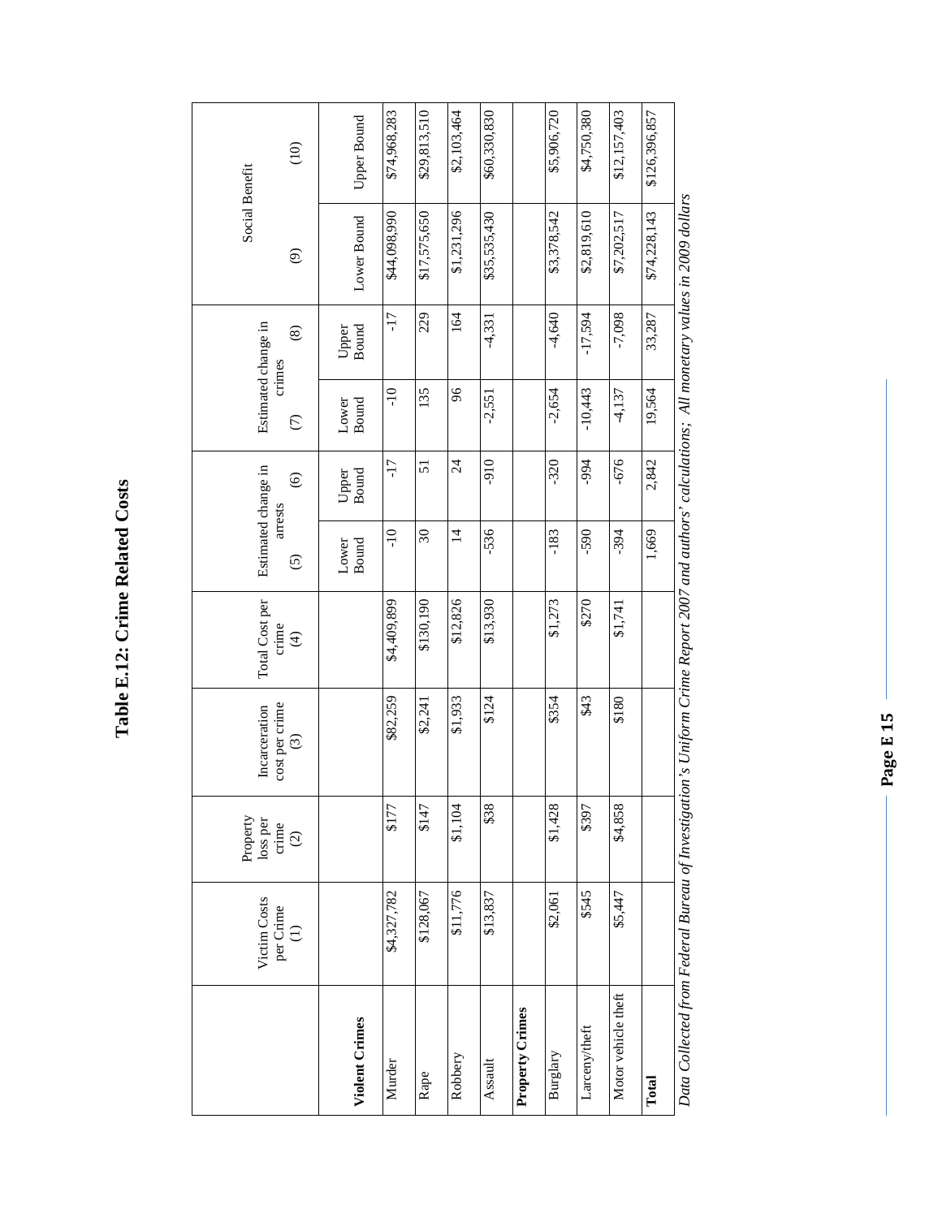# Table E.12: Crime Related Costs

| | Victim Costs per Crime (1) | Property loss per crime (2) | Incarceration cost per crime (3) | Total Cost per crime (4) | Estimated change in arrests | | Estimated change in crimes | | Social Benefit | |
|---|---|---|---|---|---|---|---|---|---|---|
| | | | | | (5) Lower Bound | (6) Upper Bound | (7) Lower Bound | (8) Upper Bound | (9) Lower Bound | (10) Upper Bound |
| **Violent Crimes** | | | | | | | | | | |
| Murder | $4,327,782 | $177 | $82,259 | $4,409,899 | -10 | -17 | -10 | -17 | $44,098,990 | $74,968,283 |
| Rape | $128,067 | $147 | $2,241 | $130,190 | 30 | 51 | 135 | 229 | $17,575,650 | $29,813,510 |
| Robbery | $11,776 | $1,104 | $1,933 | $12,826 | 14 | 24 | 96 | 164 | $1,231,296 | $2,103,464 |
| Assault | $13,837 | $38 | $124 | $13,930 | -536 | -910 | -2,551 | -4,331 | $35,535,430 | $60,330,830 |
| **Property Crimes** | | | | | | | | | | |
| Burglary | $2,061 | $1,428 | $354 | $1,273 | -183 | -320 | -2,654 | -4,640 | $3,378,542 | $5,906,720 |
| Larceny/theft | $545 | $397 | $43 | $270 | -590 | -994 | -10,443 | -17,594 | $2,819,610 | $4,750,380 |
| Motor vehicle theft | $5,447 | $4,858 | $180 | $1,741 | -394 | -676 | -4,137 | -7,098 | $7,202,517 | $12,157,403 |
| **Total** | | | | | 1,669 | 2,842 | 19,564 | 33,287 | $74,228,143 | $126,396,857 |

*Data Collected from Federal Bureau of Investigation's Uniform Crime Report 2007 and authors' calculations; All monetary values in 2009 dollars*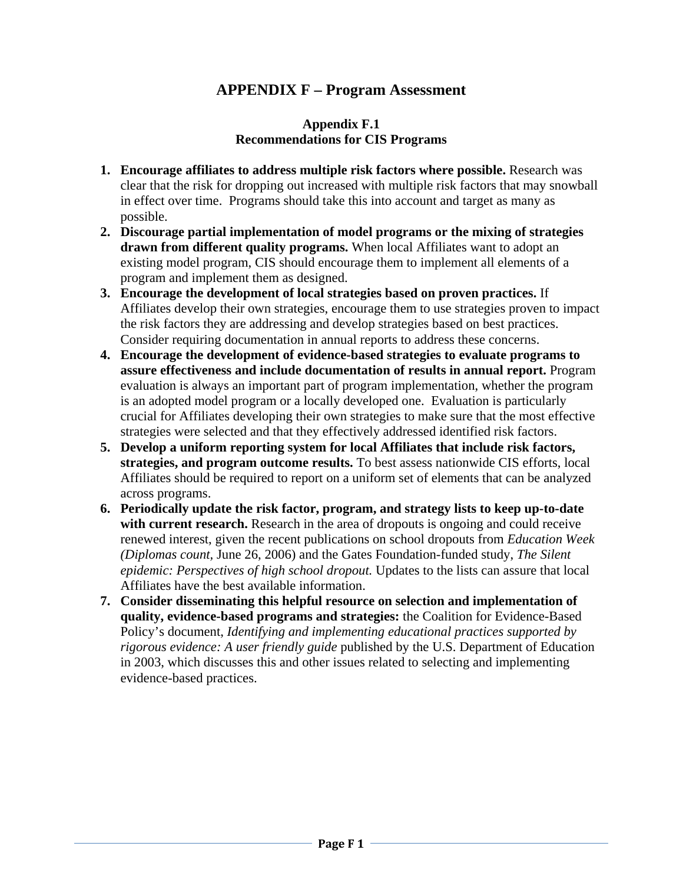# APPENDIX F – Program Assessment

### Appendix F.1
### Recommendations for CIS Programs

1. **Encourage affiliates to address multiple risk factors where possible.** Research was clear that the risk for dropping out increased with multiple risk factors that may snowball in effect over time. Programs should take this into account and target as many as possible.
2. **Discourage partial implementation of model programs or the mixing of strategies drawn from different quality programs.** When local Affiliates want to adopt an existing model program, CIS should encourage them to implement all elements of a program and implement them as designed.
3. **Encourage the development of local strategies based on proven practices.** If Affiliates develop their own strategies, encourage them to use strategies proven to impact the risk factors they are addressing and develop strategies based on best practices. Consider requiring documentation in annual reports to address these concerns.
4. **Encourage the development of evidence-based strategies to evaluate programs to assure effectiveness and include documentation of results in annual report.** Program evaluation is always an important part of program implementation, whether the program is an adopted model program or a locally developed one. Evaluation is particularly crucial for Affiliates developing their own strategies to make sure that the most effective strategies were selected and that they effectively addressed identified risk factors.
5. **Develop a uniform reporting system for local Affiliates that include risk factors, strategies, and program outcome results.** To best assess nationwide CIS efforts, local Affiliates should be required to report on a uniform set of elements that can be analyzed across programs.
6. **Periodically update the risk factor, program, and strategy lists to keep up-to-date with current research.** Research in the area of dropouts is ongoing and could receive renewed interest, given the recent publications on school dropouts from *Education Week (Diplomas count,* June 26, 2006) and the Gates Foundation-funded study, *The Silent epidemic: Perspectives of high school dropout.* Updates to the lists can assure that local Affiliates have the best available information.
7. **Consider disseminating this helpful resource on selection and implementation of quality, evidence-based programs and strategies:** the Coalition for Evidence-Based Policy's document, *Identifying and implementing educational practices supported by rigorous evidence: A user friendly guide* published by the U.S. Department of Education in 2003, which discusses this and other issues related to selecting and implementing evidence-based practices.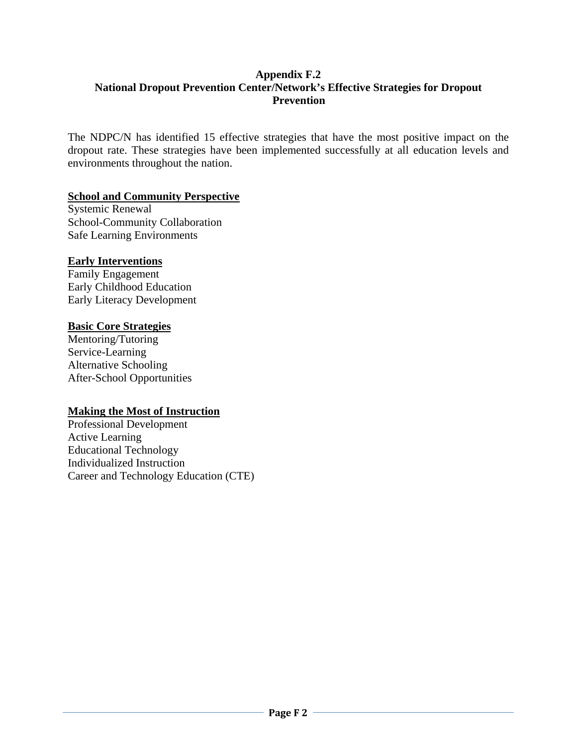# Appendix F.2
## National Dropout Prevention Center/Network's Effective Strategies for Dropout Prevention

The NDPC/N has identified 15 effective strategies that have the most positive impact on the dropout rate. These strategies have been implemented successfully at all education levels and environments throughout the nation.

**School and Community Perspective**

Systemic Renewal
School-Community Collaboration
Safe Learning Environments

**Early Interventions**

Family Engagement
Early Childhood Education
Early Literacy Development

**Basic Core Strategies**

Mentoring/Tutoring
Service-Learning
Alternative Schooling
After-School Opportunities

**Making the Most of Instruction**

Professional Development
Active Learning
Educational Technology
Individualized Instruction
Career and Technology Education (CTE)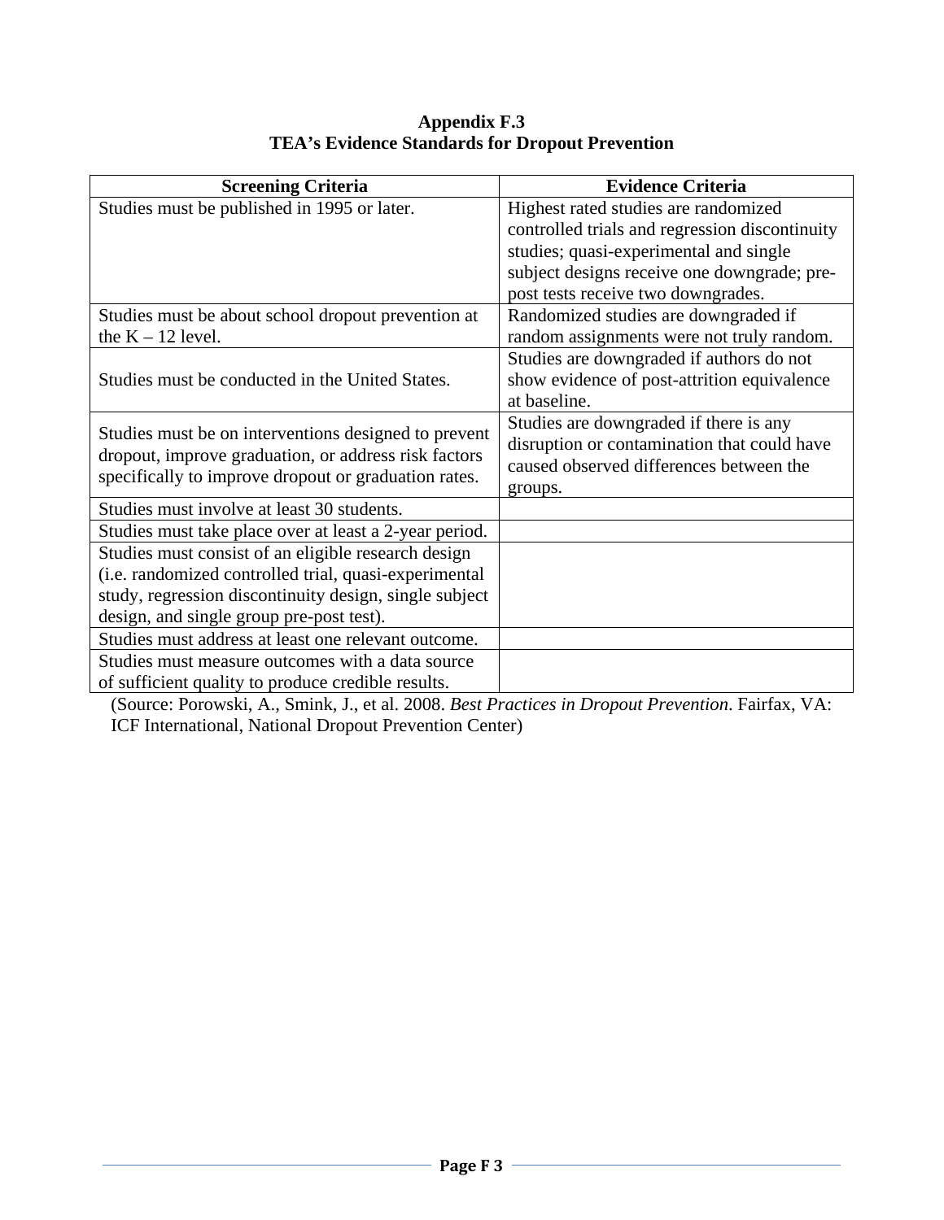**Appendix F.3**
**TEA's Evidence Standards for Dropout Prevention**

| Screening Criteria | Evidence Criteria |
|---|---|
| Studies must be published in 1995 or later. | Highest rated studies are randomized controlled trials and regression discontinuity studies; quasi-experimental and single subject designs receive one downgrade; pre-post tests receive two downgrades. |
| Studies must be about school dropout prevention at the K – 12 level. | Randomized studies are downgraded if random assignments were not truly random. |
| Studies must be conducted in the United States. | Studies are downgraded if authors do not show evidence of post-attrition equivalence at baseline. |
| Studies must be on interventions designed to prevent dropout, improve graduation, or address risk factors specifically to improve dropout or graduation rates. | Studies are downgraded if there is any disruption or contamination that could have caused observed differences between the groups. |
| Studies must involve at least 30 students. | |
| Studies must take place over at least a 2-year period. | |
| Studies must consist of an eligible research design (i.e. randomized controlled trial, quasi-experimental study, regression discontinuity design, single subject design, and single group pre-post test). | |
| Studies must address at least one relevant outcome. | |
| Studies must measure outcomes with a data source of sufficient quality to produce credible results. | |

(Source: Porowski, A., Smink, J., et al. 2008. *Best Practices in Dropout Prevention*. Fairfax, VA: ICF International, National Dropout Prevention Center)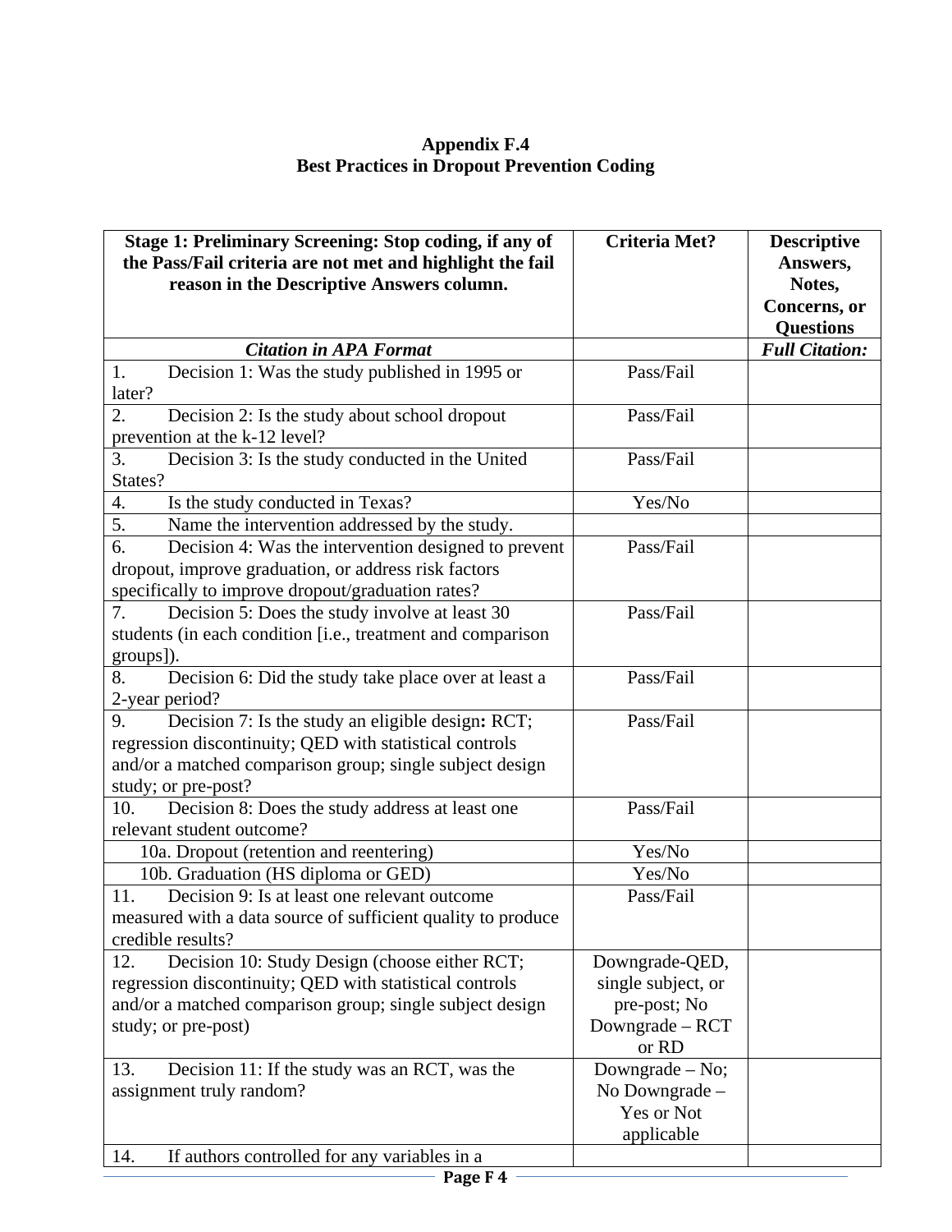**Appendix F.4**
**Best Practices in Dropout Prevention Coding**

| **Stage 1: Preliminary Screening: Stop coding, if any of the Pass/Fail criteria are not met and highlight the fail reason in the Descriptive Answers column.** | **Criteria Met?** | **Descriptive Answers, Notes, Concerns, or Questions** |
|---|---|---|
| ***Citation in APA Format*** | | ***Full Citation:*** |
| 1. Decision 1: Was the study published in 1995 or later? | Pass/Fail | |
| 2. Decision 2: Is the study about school dropout prevention at the k-12 level? | Pass/Fail | |
| 3. Decision 3: Is the study conducted in the United States? | Pass/Fail | |
| 4. Is the study conducted in Texas? | Yes/No | |
| 5. Name the intervention addressed by the study. | | |
| 6. Decision 4: Was the intervention designed to prevent dropout, improve graduation, or address risk factors specifically to improve dropout/graduation rates? | Pass/Fail | |
| 7. Decision 5: Does the study involve at least 30 students (in each condition [i.e., treatment and comparison groups]). | Pass/Fail | |
| 8. Decision 6: Did the study take place over at least a 2-year period? | Pass/Fail | |
| 9. Decision 7: Is the study an eligible design**:** RCT; regression discontinuity; QED with statistical controls and/or a matched comparison group; single subject design study; or pre-post? | Pass/Fail | |
| 10. Decision 8: Does the study address at least one relevant student outcome? | Pass/Fail | |
| 10a. Dropout (retention and reentering) | Yes/No | |
| 10b. Graduation (HS diploma or GED) | Yes/No | |
| 11. Decision 9: Is at least one relevant outcome measured with a data source of sufficient quality to produce credible results? | Pass/Fail | |
| 12. Decision 10: Study Design (choose either RCT; regression discontinuity; QED with statistical controls and/or a matched comparison group; single subject design study; or pre-post) | Downgrade-QED, single subject, or pre-post; No Downgrade – RCT or RD | |
| 13. Decision 11: If the study was an RCT, was the assignment truly random? | Downgrade – No; No Downgrade – Yes or Not applicable | |
| 14. If authors controlled for any variables in a | | |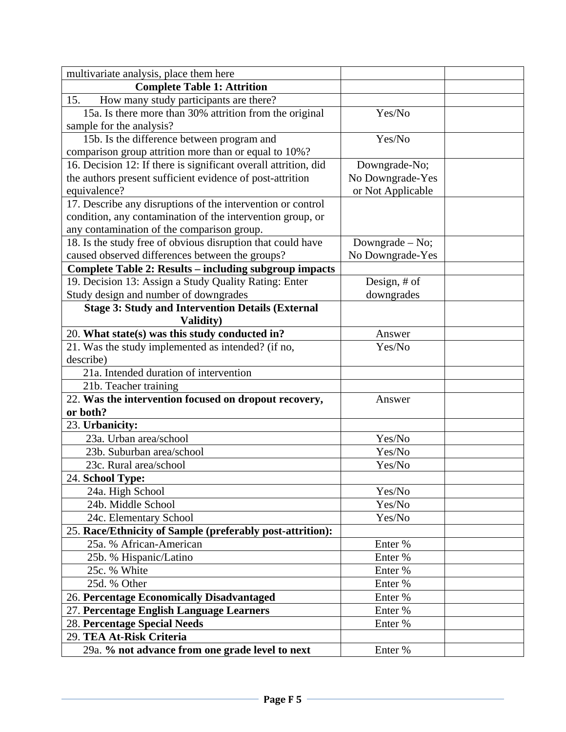| multivariate analysis, place them here | | |
|---|---|---|
| **Complete Table 1: Attrition** | | |
| 15. How many study participants are there? | | |
| 15a. Is there more than 30% attrition from the original sample for the analysis? | Yes/No | |
| 15b. Is the difference between program and comparison group attrition more than or equal to 10%? | Yes/No | |
| 16. Decision 12: If there is significant overall attrition, did the authors present sufficient evidence of post-attrition equivalence? | Downgrade-No; No Downgrade-Yes or Not Applicable | |
| 17. Describe any disruptions of the intervention or control condition, any contamination of the intervention group, or any contamination of the comparison group. | | |
| 18. Is the study free of obvious disruption that could have caused observed differences between the groups? | Downgrade – No; No Downgrade-Yes | |
| **Complete Table 2: Results – including subgroup impacts** | | |
| 19. Decision 13: Assign a Study Quality Rating: Enter Study design and number of downgrades | Design, # of downgrades | |
| **Stage 3: Study and Intervention Details (External Validity)** | | |
| 20. **What state(s) was this study conducted in?** | Answer | |
| 21. Was the study implemented as intended? (if no, describe) | Yes/No | |
| 21a. Intended duration of intervention | | |
| 21b. Teacher training | | |
| 22. **Was the intervention focused on dropout recovery, or both?** | Answer | |
| 23. **Urbanicity:** | | |
| 23a. Urban area/school | Yes/No | |
| 23b. Suburban area/school | Yes/No | |
| 23c. Rural area/school | Yes/No | |
| 24. **School Type:** | | |
| 24a. High School | Yes/No | |
| 24b. Middle School | Yes/No | |
| 24c. Elementary School | Yes/No | |
| 25. **Race/Ethnicity of Sample (preferably post-attrition):** | | |
| 25a. % African-American | Enter % | |
| 25b. % Hispanic/Latino | Enter % | |
| 25c. % White | Enter % | |
| 25d. % Other | Enter % | |
| 26. **Percentage Economically Disadvantaged** | Enter % | |
| 27. **Percentage English Language Learners** | Enter % | |
| 28. **Percentage Special Needs** | Enter % | |
| 29. **TEA At-Risk Criteria** | | |
| 29a. **% not advance from one grade level to next** | Enter % | |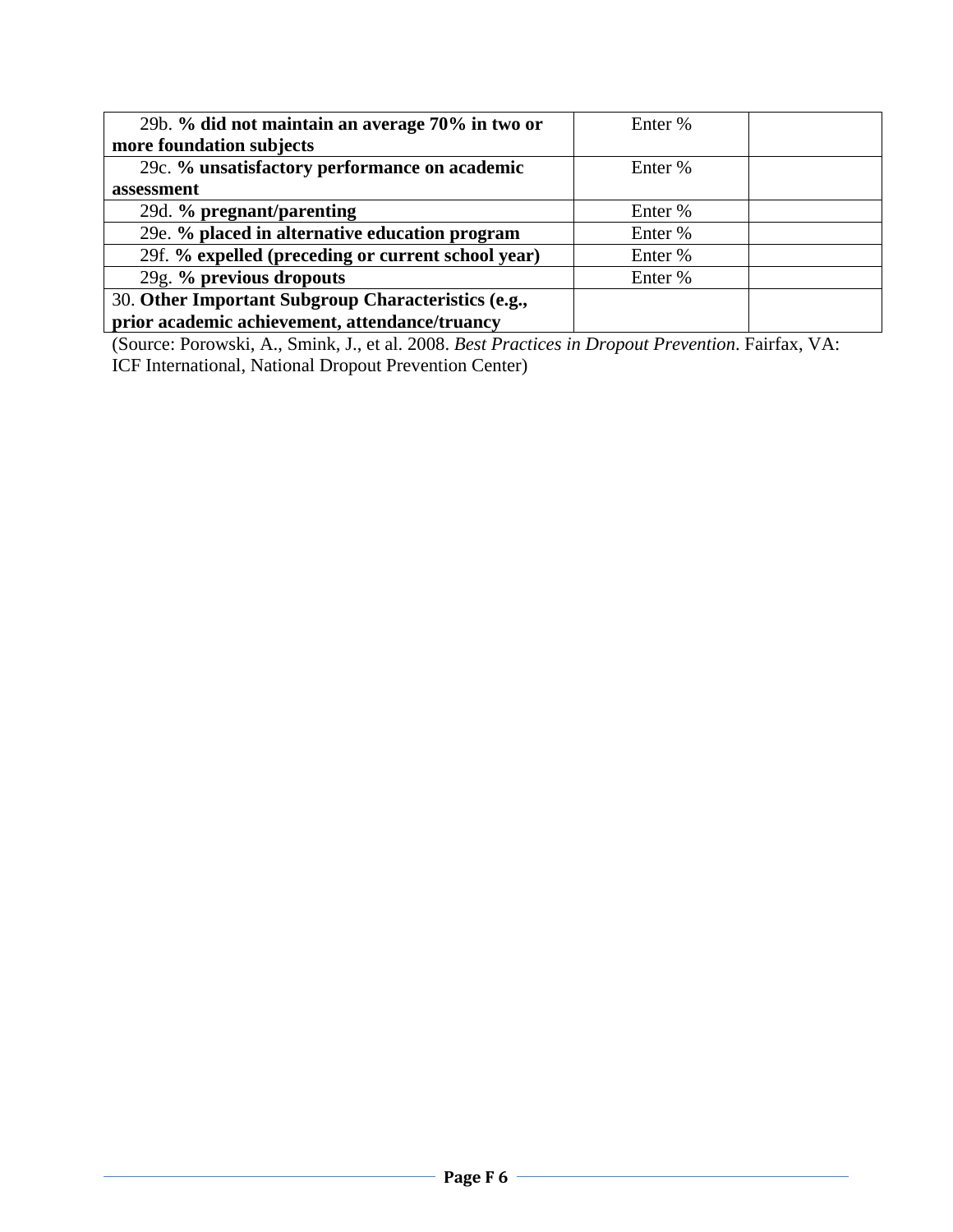| | | |
|---|---|---|
| 29b. **% did not maintain an average 70% in two or more foundation subjects** | Enter % | |
| 29c. **% unsatisfactory performance on academic assessment** | Enter % | |
| 29d. **% pregnant/parenting** | Enter % | |
| 29e. **% placed in alternative education program** | Enter % | |
| 29f. **% expelled (preceding or current school year)** | Enter % | |
| 29g. **% previous dropouts** | Enter % | |
| 30. **Other Important Subgroup Characteristics (e.g., prior academic achievement, attendance/truancy** | | |

(Source: Porowski, A., Smink, J., et al. 2008. *Best Practices in Dropout Prevention*. Fairfax, VA: ICF International, National Dropout Prevention Center)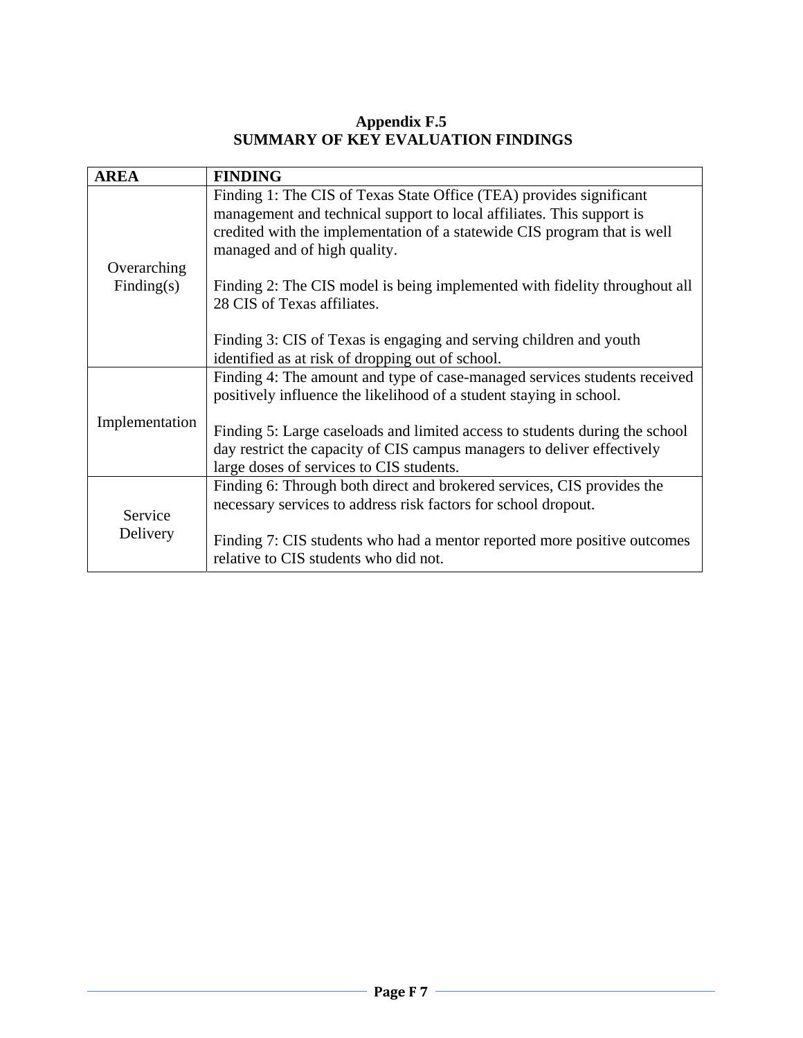# Appendix F.5
# SUMMARY OF KEY EVALUATION FINDINGS

| AREA | FINDING |
| --- | --- |
| Overarching Finding(s) | Finding 1: The CIS of Texas State Office (TEA) provides significant management and technical support to local affiliates. This support is credited with the implementation of a statewide CIS program that is well managed and of high quality.<br><br>Finding 2: The CIS model is being implemented with fidelity throughout all 28 CIS of Texas affiliates.<br><br>Finding 3: CIS of Texas is engaging and serving children and youth identified as at risk of dropping out of school. |
| Implementation | Finding 4: The amount and type of case-managed services students received positively influence the likelihood of a student staying in school.<br><br>Finding 5: Large caseloads and limited access to students during the school day restrict the capacity of CIS campus managers to deliver effectively large doses of services to CIS students. |
| Service Delivery | Finding 6: Through both direct and brokered services, CIS provides the necessary services to address risk factors for school dropout.<br><br>Finding 7: CIS students who had a mentor reported more positive outcomes relative to CIS students who did not. |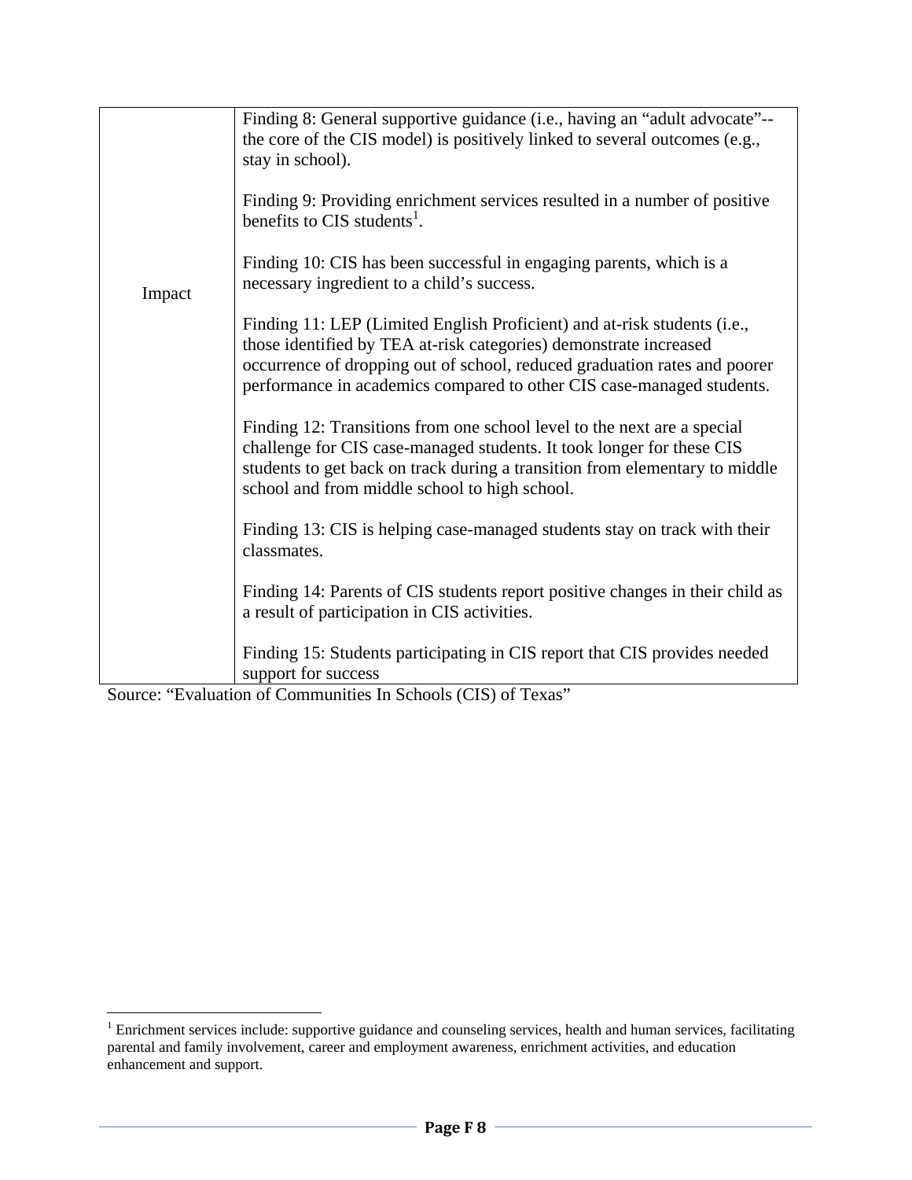| | |
|---|---|
| Impact | Finding 8: General supportive guidance (i.e., having an "adult advocate"--the core of the CIS model) is positively linked to several outcomes (e.g., stay in school).<br><br>Finding 9: Providing enrichment services resulted in a number of positive benefits to CIS students[1].<br><br>Finding 10: CIS has been successful in engaging parents, which is a necessary ingredient to a child's success.<br><br>Finding 11: LEP (Limited English Proficient) and at-risk students (i.e., those identified by TEA at-risk categories) demonstrate increased occurrence of dropping out of school, reduced graduation rates and poorer performance in academics compared to other CIS case-managed students.<br><br>Finding 12: Transitions from one school level to the next are a special challenge for CIS case-managed students. It took longer for these CIS students to get back on track during a transition from elementary to middle school and from middle school to high school.<br><br>Finding 13: CIS is helping case-managed students stay on track with their classmates.<br><br>Finding 14: Parents of CIS students report positive changes in their child as a result of participation in CIS activities.<br><br>Finding 15: Students participating in CIS report that CIS provides needed support for success |

Source: "Evaluation of Communities In Schools (CIS) of Texas"

[1] Enrichment services include: supportive guidance and counseling services, health and human services, facilitating parental and family involvement, career and employment awareness, enrichment activities, and education enhancement and support.